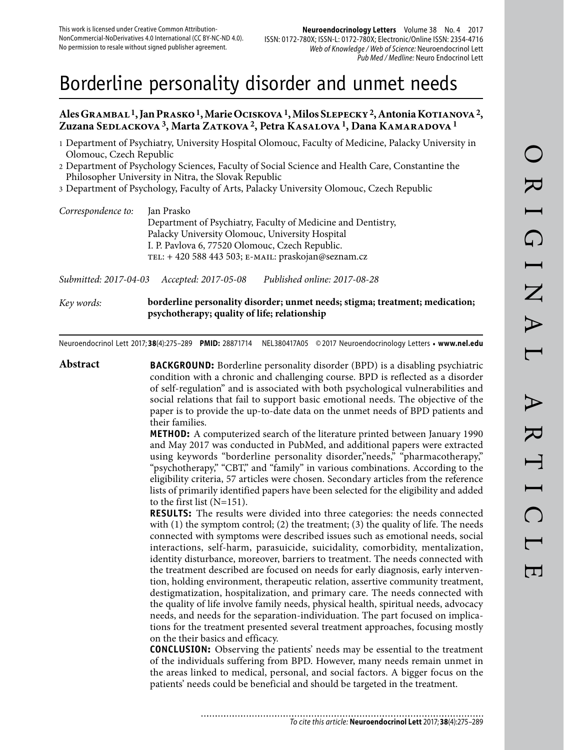This work is licensed under Creative Common Attribution-NonCommercial-NoDerivatives 4.0 International (CC BY-NC-ND 4.0). No permission to resale without signed publisher agreement.

# Borderline personality disorder and unmet needs

**Ales Grambal [1], Jan Prasko [1], Marie Ociskova [1], Milos Slepecky [2], Antonia Kotianova [2], Zuzana Sedlackova [3], Marta Zatkova [2], Petra Kasalova [1], Dana Kamaradova [1]**

1 Department of Psychiatry, University Hospital Olomouc, Faculty of Medicine, Palacky University in Olomouc, Czech Republic
2 Department of Psychology Sciences, Faculty of Social Science and Health Care, Constantine the Philosopher University in Nitra, the Slovak Republic
3 Department of Psychology, Faculty of Arts, Palacky University Olomouc, Czech Republic

*Correspondence to:* Jan Prasko
Department of Psychiatry, Faculty of Medicine and Dentistry,
Palacky University Olomouc, University Hospital
I. P. Pavlova 6, 77520 Olomouc, Czech Republic.
TEL: + 420 588 443 503; E-MAIL: praskojan@seznam.cz

*Submitted: 2017-04-03* *Accepted: 2017-05-08* *Published online: 2017-08-28*

*Key words:* **borderline personality disorder; unmet needs; stigma; treatment; medication; psychotherapy; quality of life; relationship**

Neuroendocrinol Lett 2017; **38**(4):275–289 **PMID:** 28871714 NEL380417A05 © 2017 Neuroendocrinology Letters • **www.nel.edu**

## Abstract

**BACKGROUND:** Borderline personality disorder (BPD) is a disabling psychiatric condition with a chronic and challenging course. BPD is reflected as a disorder of self-regulation" and is associated with both psychological vulnerabilities and social relations that fail to support basic emotional needs. The objective of the paper is to provide the up-to-date data on the unmet needs of BPD patients and their families.

**METHOD:** A computerized search of the literature printed between January 1990 and May 2017 was conducted in PubMed, and additional papers were extracted using keywords "borderline personality disorder,"needs," "pharmacotherapy," "psychotherapy," "CBT," and "family" in various combinations. According to the eligibility criteria, 57 articles were chosen. Secondary articles from the reference lists of primarily identified papers have been selected for the eligibility and added to the first list (N=151).

**RESULTS:** The results were divided into three categories: the needs connected with (1) the symptom control; (2) the treatment; (3) the quality of life. The needs connected with symptoms were described issues such as emotional needs, social interactions, self-harm, parasuicide, suicidality, comorbidity, mentalization, identity disturbance, moreover, barriers to treatment. The needs connected with the treatment described are focused on needs for early diagnosis, early intervention, holding environment, therapeutic relation, assertive community treatment, destigmatization, hospitalization, and primary care. The needs connected with the quality of life involve family needs, physical health, spiritual needs, advocacy needs, and needs for the separation-individuation. The part focused on implications for the treatment presented several treatment approaches, focusing mostly on the their basics and efficacy.

**CONCLUSION:** Observing the patients' needs may be essential to the treatment of the individuals suffering from BPD. However, many needs remain unmet in the areas linked to medical, personal, and social factors. A bigger focus on the patients' needs could be beneficial and should be targeted in the treatment.

*To cite this article:* **Neuroendocrinol Lett** 2017; **38**(4):275–289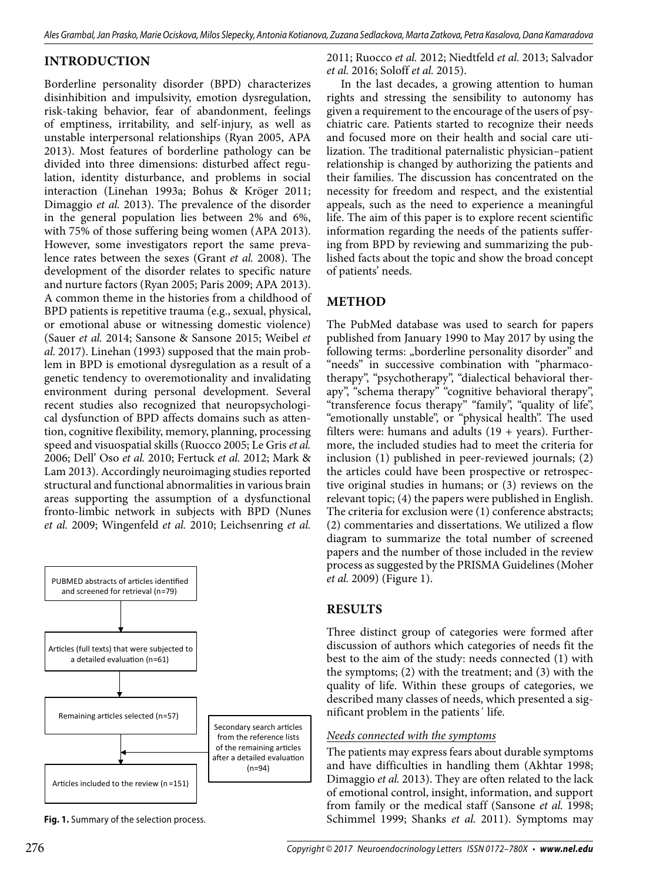## INTRODUCTION

Borderline personality disorder (BPD) characterizes disinhibition and impulsivity, emotion dysregulation, risk-taking behavior, fear of abandonment, feelings of emptiness, irritability, and self-injury, as well as unstable interpersonal relationships (Ryan 2005, APA 2013). Most features of borderline pathology can be divided into three dimensions: disturbed affect regulation, identity disturbance, and problems in social interaction (Linehan 1993a; Bohus & Kröger 2011; Dimaggio *et al.* 2013). The prevalence of the disorder in the general population lies between 2% and 6%, with 75% of those suffering being women (APA 2013). However, some investigators report the same prevalence rates between the sexes (Grant *et al.* 2008). The development of the disorder relates to specific nature and nurture factors (Ryan 2005; Paris 2009; APA 2013). A common theme in the histories from a childhood of BPD patients is repetitive trauma (e.g., sexual, physical, or emotional abuse or witnessing domestic violence) (Sauer *et al.* 2014; Sansone & Sansone 2015; Weibel *et al.* 2017). Linehan (1993) supposed that the main problem in BPD is emotional dysregulation as a result of a genetic tendency to overemotionality and invalidating environment during personal development. Several recent studies also recognized that neuropsychological dysfunction of BPD affects domains such as attention, cognitive flexibility, memory, planning, processing speed and visuospatial skills (Ruocco 2005; Le Gris *et al.* 2006; Dell' Oso *et al.* 2010; Fertuck *et al.* 2012; Mark & Lam 2013). Accordingly neuroimaging studies reported structural and functional abnormalities in various brain areas supporting the assumption of a dysfunctional fronto-limbic network in subjects with BPD (Nunes *et al.* 2009; Wingenfeld *et al.* 2010; Leichsenring *et al.* 2011; Ruocco *et al.* 2012; Niedtfeld *et al.* 2013; Salvador *et al.* 2016; Soloff *et al.* 2015).

In the last decades, a growing attention to human rights and stressing the sensibility to autonomy has given a requirement to the encourage of the users of psychiatric care. Patients started to recognize their needs and focused more on their health and social care utilization. The traditional paternalistic physician–patient relationship is changed by authorizing the patients and their families. The discussion has concentrated on the necessity for freedom and respect, and the existential appeals, such as the need to experience a meaningful life. The aim of this paper is to explore recent scientific information regarding the needs of the patients suffering from BPD by reviewing and summarizing the published facts about the topic and show the broad concept of patients' needs.

## METHOD

The PubMed database was used to search for papers published from January 1990 to May 2017 by using the following terms: „borderline personality disorder" and "needs" in successive combination with "pharmacotherapy", "psychotherapy", "dialectical behavioral therapy", "schema therapy" "cognitive behavioral therapy", "transference focus therapy" "family", "quality of life", "emotionally unstable", or "physical health". The used filters were: humans and adults (19 + years). Furthermore, the included studies had to meet the criteria for inclusion (1) published in peer-reviewed journals; (2) the articles could have been prospective or retrospective original studies in humans; or (3) reviews on the relevant topic; (4) the papers were published in English. The criteria for exclusion were (1) conference abstracts; (2) commentaries and dissertations. We utilized a flow diagram to summarize the total number of screened papers and the number of those included in the review process as suggested by the PRISMA Guidelines (Moher *et al.* 2009) (Figure 1).

PUBMED abstracts of articles identified and screened for retrieval (n=79)

Articles (full texts) that were subjected to a detailed evaluation (n=61)

Remaining articles selected (n=57)

Secondary search articles from the reference lists of the remaining articles after a detailed evaluation (n=94)

Articles included to the review (n=151)

**Fig. 1.** Summary of the selection process.

## RESULTS

Three distinct group of categories were formed after discussion of authors which categories of needs fit the best to the aim of the study: needs connected (1) with the symptoms; (2) with the treatment; and (3) with the quality of life. Within these groups of categories, we described many classes of needs, which presented a significant problem in the patients´ life.

### *Needs connected with the symptoms*

The patients may express fears about durable symptoms and have difficulties in handling them (Akhtar 1998; Dimaggio *et al.* 2013). They are often related to the lack of emotional control, insight, information, and support from family or the medical staff (Sansone *et al.* 1998; Schimmel 1999; Shanks *et al.* 2011). Symptoms may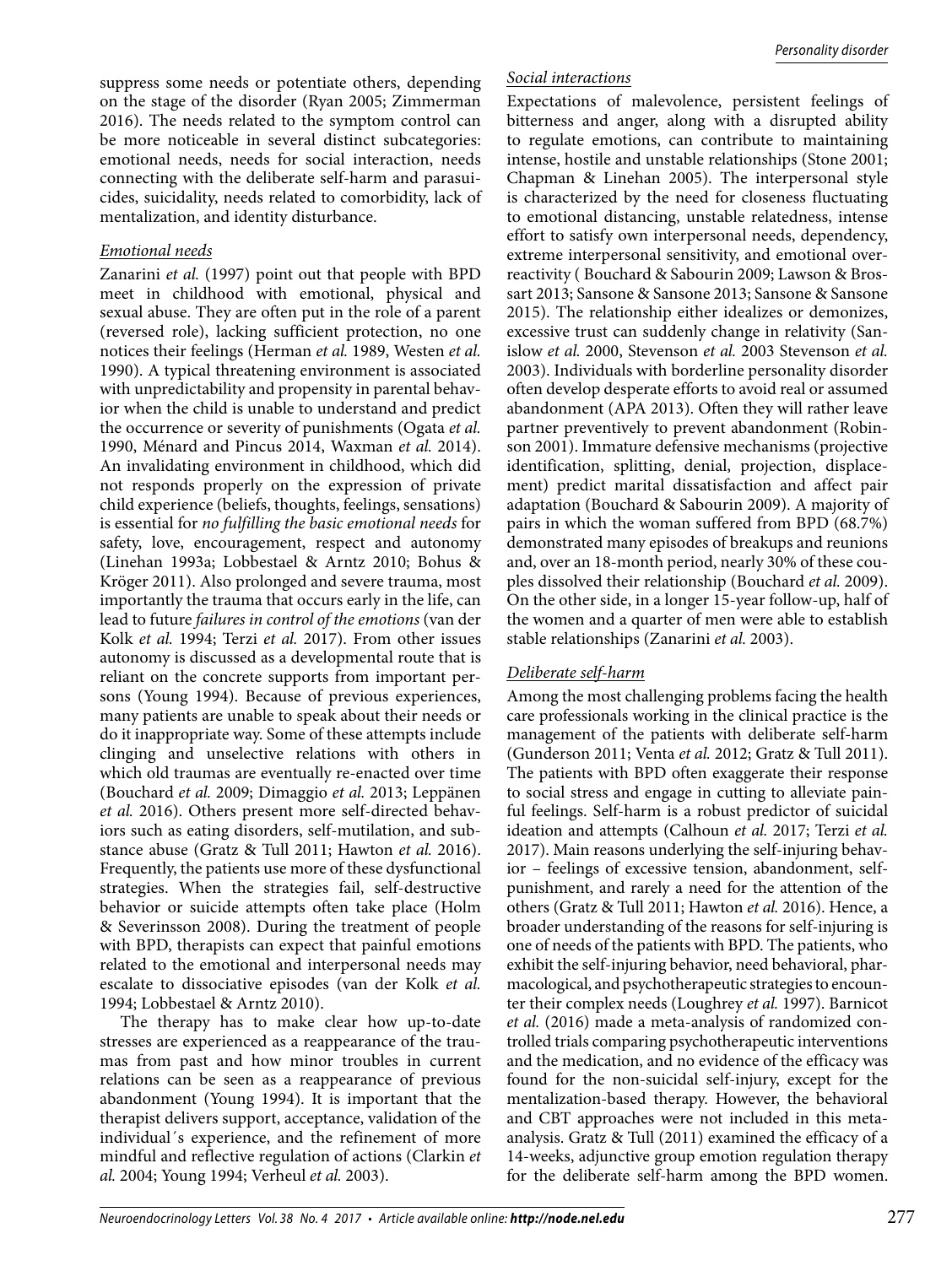suppress some needs or potentiate others, depending on the stage of the disorder (Ryan 2005; Zimmerman 2016). The needs related to the symptom control can be more noticeable in several distinct subcategories: emotional needs, needs for social interaction, needs connecting with the deliberate self-harm and parasuicides, suicidality, needs related to comorbidity, lack of mentalization, and identity disturbance.

### Emotional needs

Zanarini *et al.* (1997) point out that people with BPD meet in childhood with emotional, physical and sexual abuse. They are often put in the role of a parent (reversed role), lacking sufficient protection, no one notices their feelings (Herman *et al.* 1989, Westen *et al.* 1990). A typical threatening environment is associated with unpredictability and propensity in parental behavior when the child is unable to understand and predict the occurrence or severity of punishments (Ogata *et al.* 1990, Ménard and Pincus 2014, Waxman *et al.* 2014). An invalidating environment in childhood, which did not responds properly on the expression of private child experience (beliefs, thoughts, feelings, sensations) is essential for *no fulfilling the basic emotional needs* for safety, love, encouragement, respect and autonomy (Linehan 1993a; Lobbestael & Arntz 2010; Bohus & Kröger 2011). Also prolonged and severe trauma, most importantly the trauma that occurs early in the life, can lead to future *failures in control of the emotions* (van der Kolk *et al.* 1994; Terzi *et al.* 2017). From other issues autonomy is discussed as a developmental route that is reliant on the concrete supports from important persons (Young 1994). Because of previous experiences, many patients are unable to speak about their needs or do it inappropriate way. Some of these attempts include clinging and unselective relations with others in which old traumas are eventually re-enacted over time (Bouchard *et al.* 2009; Dimaggio *et al.* 2013; Leppänen *et al.* 2016). Others present more self-directed behaviors such as eating disorders, self-mutilation, and substance abuse (Gratz & Tull 2011; Hawton *et al.* 2016). Frequently, the patients use more of these dysfunctional strategies. When the strategies fail, self-destructive behavior or suicide attempts often take place (Holm & Severinsson 2008). During the treatment of people with BPD, therapists can expect that painful emotions related to the emotional and interpersonal needs may escalate to dissociative episodes (van der Kolk *et al.* 1994; Lobbestael & Arntz 2010).

The therapy has to make clear how up-to-date stresses are experienced as a reappearance of the traumas from past and how minor troubles in current relations can be seen as a reappearance of previous abandonment (Young 1994). It is important that the therapist delivers support, acceptance, validation of the individual´s experience, and the refinement of more mindful and reflective regulation of actions (Clarkin *et al.* 2004; Young 1994; Verheul *et al.* 2003).

### Social interactions

Expectations of malevolence, persistent feelings of bitterness and anger, along with a disrupted ability to regulate emotions, can contribute to maintaining intense, hostile and unstable relationships (Stone 2001; Chapman & Linehan 2005). The interpersonal style is characterized by the need for closeness fluctuating to emotional distancing, unstable relatedness, intense effort to satisfy own interpersonal needs, dependency, extreme interpersonal sensitivity, and emotional overreactivity ( Bouchard & Sabourin 2009; Lawson & Brossart 2013; Sansone & Sansone 2013; Sansone & Sansone 2015). The relationship either idealizes or demonizes, excessive trust can suddenly change in relativity (Sanislow *et al.* 2000, Stevenson *et al.* 2003 Stevenson *et al.* 2003). Individuals with borderline personality disorder often develop desperate efforts to avoid real or assumed abandonment (APA 2013). Often they will rather leave partner preventively to prevent abandonment (Robinson 2001). Immature defensive mechanisms (projective identification, splitting, denial, projection, displacement) predict marital dissatisfaction and affect pair adaptation (Bouchard & Sabourin 2009). A majority of pairs in which the woman suffered from BPD (68.7%) demonstrated many episodes of breakups and reunions and, over an 18-month period, nearly 30% of these couples dissolved their relationship (Bouchard *et al.* 2009). On the other side, in a longer 15-year follow-up, half of the women and a quarter of men were able to establish stable relationships (Zanarini *et al.* 2003).

### Deliberate self-harm

Among the most challenging problems facing the health care professionals working in the clinical practice is the management of the patients with deliberate self-harm (Gunderson 2011; Venta *et al.* 2012; Gratz & Tull 2011). The patients with BPD often exaggerate their response to social stress and engage in cutting to alleviate painful feelings. Self-harm is a robust predictor of suicidal ideation and attempts (Calhoun *et al.* 2017; Terzi *et al.* 2017). Main reasons underlying the self-injuring behavior – feelings of excessive tension, abandonment, self-punishment, and rarely a need for the attention of the others (Gratz & Tull 2011; Hawton *et al.* 2016). Hence, a broader understanding of the reasons for self-injuring is one of needs of the patients with BPD. The patients, who exhibit the self-injuring behavior, need behavioral, pharmacological, and psychotherapeutic strategies to encounter their complex needs (Loughrey *et al.* 1997). Barnicot *et al.* (2016) made a meta-analysis of randomized controlled trials comparing psychotherapeutic interventions and the medication, and no evidence of the efficacy was found for the non-suicidal self-injury, except for the mentalization-based therapy. However, the behavioral and CBT approaches were not included in this meta-analysis. Gratz & Tull (2011) examined the efficacy of a 14-weeks, adjunctive group emotion regulation therapy for the deliberate self-harm among the BPD women.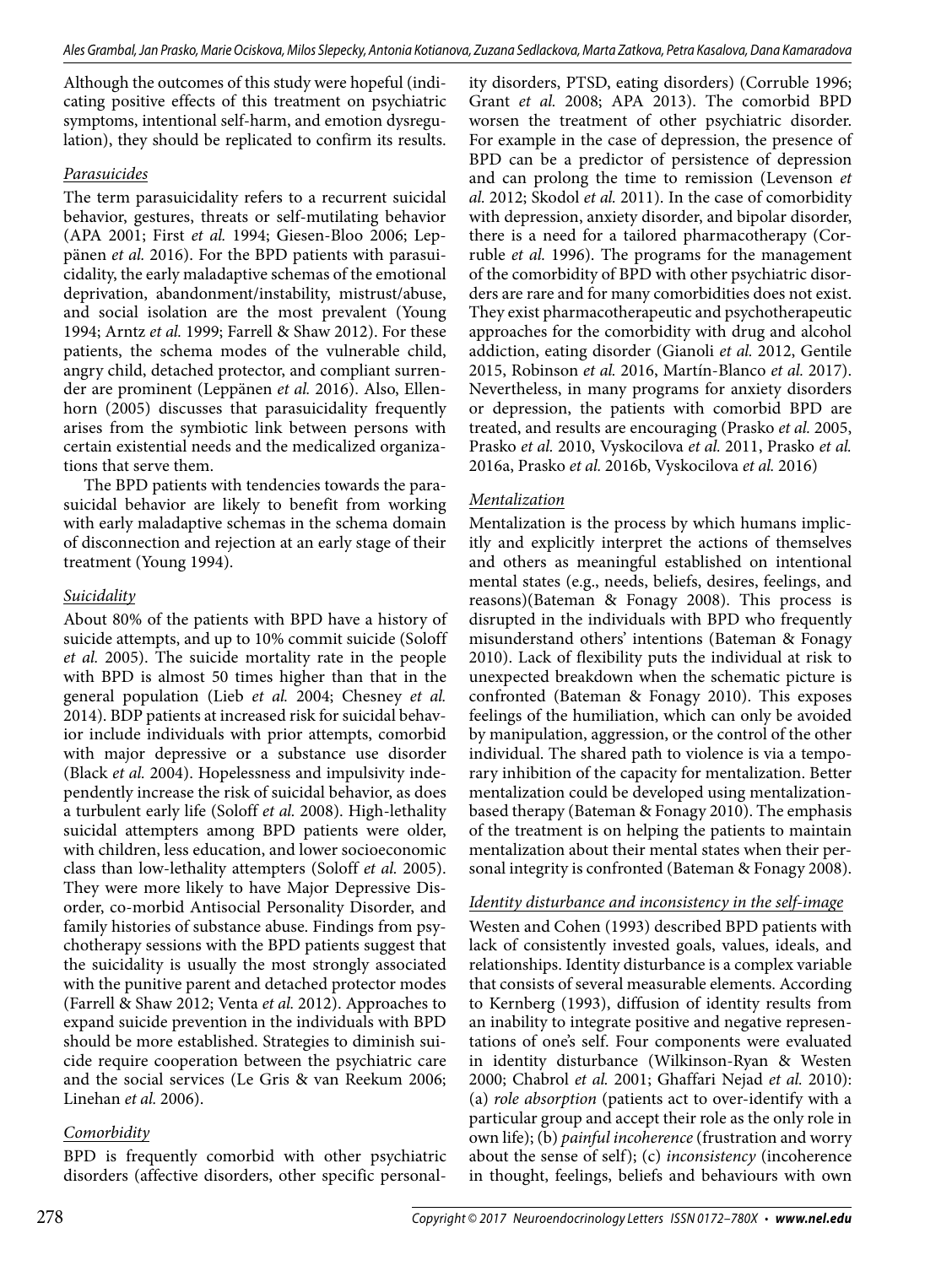Although the outcomes of this study were hopeful (indicating positive effects of this treatment on psychiatric symptoms, intentional self-harm, and emotion dysregulation), they should be replicated to confirm its results.

### *Parasuicides*

The term parasuicidality refers to a recurrent suicidal behavior, gestures, threats or self-mutilating behavior (APA 2001; First *et al.* 1994; Giesen-Bloo 2006; Leppänen *et al.* 2016). For the BPD patients with parasuicidality, the early maladaptive schemas of the emotional deprivation, abandonment/instability, mistrust/abuse, and social isolation are the most prevalent (Young 1994; Arntz *et al.* 1999; Farrell & Shaw 2012). For these patients, the schema modes of the vulnerable child, angry child, detached protector, and compliant surrender are prominent (Leppänen *et al.* 2016). Also, Ellenhorn (2005) discusses that parasuicidality frequently arises from the symbiotic link between persons with certain existential needs and the medicalized organizations that serve them.

The BPD patients with tendencies towards the parasuicidal behavior are likely to benefit from working with early maladaptive schemas in the schema domain of disconnection and rejection at an early stage of their treatment (Young 1994).

### *Suicidality*

About 80% of the patients with BPD have a history of suicide attempts, and up to 10% commit suicide (Soloff *et al.* 2005). The suicide mortality rate in the people with BPD is almost 50 times higher than that in the general population (Lieb *et al.* 2004; Chesney *et al.* 2014). BDP patients at increased risk for suicidal behavior include individuals with prior attempts, comorbid with major depressive or a substance use disorder (Black *et al.* 2004). Hopelessness and impulsivity independently increase the risk of suicidal behavior, as does a turbulent early life (Soloff *et al.* 2008). High-lethality suicidal attempters among BPD patients were older, with children, less education, and lower socioeconomic class than low-lethality attempters (Soloff *et al.* 2005). They were more likely to have Major Depressive Disorder, co-morbid Antisocial Personality Disorder, and family histories of substance abuse. Findings from psychotherapy sessions with the BPD patients suggest that the suicidality is usually the most strongly associated with the punitive parent and detached protector modes (Farrell & Shaw 2012; Venta *et al.* 2012). Approaches to expand suicide prevention in the individuals with BPD should be more established. Strategies to diminish suicide require cooperation between the psychiatric care and the social services (Le Gris & van Reekum 2006; Linehan *et al.* 2006).

### *Comorbidity*

BPD is frequently comorbid with other psychiatric disorders (affective disorders, other specific personality disorders, PTSD, eating disorders) (Corruble 1996; Grant *et al.* 2008; APA 2013). The comorbid BPD worsen the treatment of other psychiatric disorder. For example in the case of depression, the presence of BPD can be a predictor of persistence of depression and can prolong the time to remission (Levenson *et al.* 2012; Skodol *et al.* 2011). In the case of comorbidity with depression, anxiety disorder, and bipolar disorder, there is a need for a tailored pharmacotherapy (Corruble *et al.* 1996). The programs for the management of the comorbidity of BPD with other psychiatric disorders are rare and for many comorbidities does not exist. They exist pharmacotherapeutic and psychotherapeutic approaches for the comorbidity with drug and alcohol addiction, eating disorder (Gianoli *et al.* 2012, Gentile 2015, Robinson *et al.* 2016, Martín-Blanco *et al.* 2017). Nevertheless, in many programs for anxiety disorders or depression, the patients with comorbid BPD are treated, and results are encouraging (Prasko *et al.* 2005, Prasko *et al.* 2010, Vyskocilova *et al.* 2011, Prasko *et al.* 2016a, Prasko *et al.* 2016b, Vyskocilova *et al.* 2016)

### *Mentalization*

Mentalization is the process by which humans implicitly and explicitly interpret the actions of themselves and others as meaningful established on intentional mental states (e.g., needs, beliefs, desires, feelings, and reasons)(Bateman & Fonagy 2008). This process is disrupted in the individuals with BPD who frequently misunderstand others' intentions (Bateman & Fonagy 2010). Lack of flexibility puts the individual at risk to unexpected breakdown when the schematic picture is confronted (Bateman & Fonagy 2010). This exposes feelings of the humiliation, which can only be avoided by manipulation, aggression, or the control of the other individual. The shared path to violence is via a temporary inhibition of the capacity for mentalization. Better mentalization could be developed using mentalization-based therapy (Bateman & Fonagy 2010). The emphasis of the treatment is on helping the patients to maintain mentalization about their mental states when their personal integrity is confronted (Bateman & Fonagy 2008).

### *Identity disturbance and inconsistency in the self-image*

Westen and Cohen (1993) described BPD patients with lack of consistently invested goals, values, ideals, and relationships. Identity disturbance is a complex variable that consists of several measurable elements. According to Kernberg (1993), diffusion of identity results from an inability to integrate positive and negative representations of one's self. Four components were evaluated in identity disturbance (Wilkinson-Ryan & Westen 2000; Chabrol *et al.* 2001; Ghaffari Nejad *et al.* 2010): (a) *role absorption* (patients act to over-identify with a particular group and accept their role as the only role in own life); (b) *painful incoherence* (frustration and worry about the sense of self); (c) *inconsistency* (incoherence in thought, feelings, beliefs and behaviours with own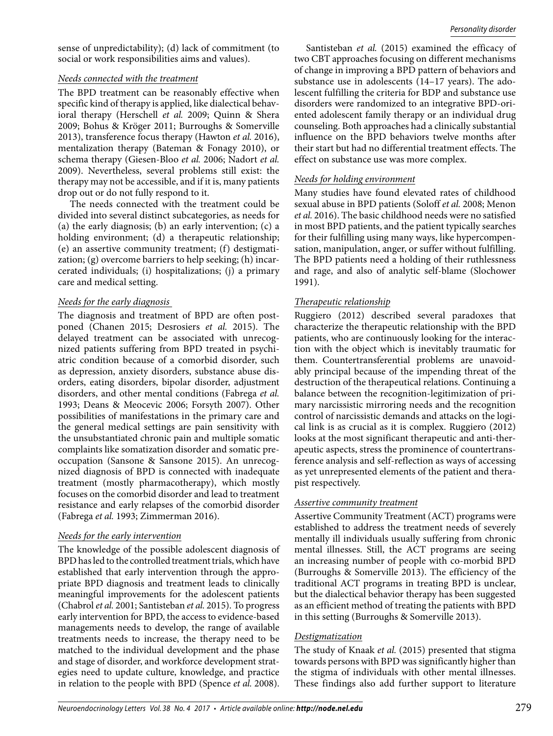sense of unpredictability); (d) lack of commitment (to social or work responsibilities aims and values).

### *Needs connected with the treatment*

The BPD treatment can be reasonably effective when specific kind of therapy is applied, like dialectical behavioral therapy (Herschell *et al.* 2009; Quinn & Shera 2009; Bohus & Kröger 2011; Burroughs & Somerville 2013), transference focus therapy (Hawton *et al.* 2016), mentalization therapy (Bateman & Fonagy 2010), or schema therapy (Giesen-Bloo *et al.* 2006; Nadort *et al.* 2009). Nevertheless, several problems still exist: the therapy may not be accessible, and if it is, many patients drop out or do not fully respond to it.

The needs connected with the treatment could be divided into several distinct subcategories, as needs for (a) the early diagnosis; (b) an early intervention; (c) a holding environment; (d) a therapeutic relationship; (e) an assertive community treatment; (f) destigmatization; (g) overcome barriers to help seeking; (h) incarcerated individuals; (i) hospitalizations; (j) a primary care and medical setting.

### *Needs for the early diagnosis*

The diagnosis and treatment of BPD are often postponed (Chanen 2015; Desrosiers *et al.* 2015). The delayed treatment can be associated with unrecognized patients suffering from BPD treated in psychiatric condition because of a comorbid disorder, such as depression, anxiety disorders, substance abuse disorders, eating disorders, bipolar disorder, adjustment disorders, and other mental conditions (Fabrega *et al.* 1993; Deans & Meocevic 2006; Forsyth 2007). Other possibilities of manifestations in the primary care and the general medical settings are pain sensitivity with the unsubstantiated chronic pain and multiple somatic complaints like somatization disorder and somatic preoccupation (Sansone & Sansone 2015). An unrecognized diagnosis of BPD is connected with inadequate treatment (mostly pharmacotherapy), which mostly focuses on the comorbid disorder and lead to treatment resistance and early relapses of the comorbid disorder (Fabrega *et al.* 1993; Zimmerman 2016).

### *Needs for the early intervention*

The knowledge of the possible adolescent diagnosis of BPD has led to the controlled treatment trials, which have established that early intervention through the appropriate BPD diagnosis and treatment leads to clinically meaningful improvements for the adolescent patients (Chabrol *et al.* 2001; Santisteban *et al.* 2015). To progress early intervention for BPD, the access to evidence-based managements needs to develop, the range of available treatments needs to increase, the therapy need to be matched to the individual development and the phase and stage of disorder, and workforce development strategies need to update culture, knowledge, and practice in relation to the people with BPD (Spence *et al.* 2008).

Santisteban *et al.* (2015) examined the efficacy of two CBT approaches focusing on different mechanisms of change in improving a BPD pattern of behaviors and substance use in adolescents (14–17 years). The adolescent fulfilling the criteria for BDP and substance use disorders were randomized to an integrative BPD-oriented adolescent family therapy or an individual drug counseling. Both approaches had a clinically substantial influence on the BPD behaviors twelve months after their start but had no differential treatment effects. The effect on substance use was more complex.

### *Needs for holding environment*

Many studies have found elevated rates of childhood sexual abuse in BPD patients (Soloff *et al.* 2008; Menon *et al.* 2016). The basic childhood needs were no satisfied in most BPD patients, and the patient typically searches for their fulfilling using many ways, like hypercompensation, manipulation, anger, or suffer without fulfilling. The BPD patients need a holding of their ruthlessness and rage, and also of analytic self-blame (Slochower 1991).

### *Therapeutic relationship*

Ruggiero (2012) described several paradoxes that characterize the therapeutic relationship with the BPD patients, who are continuously looking for the interaction with the object which is inevitably traumatic for them. Countertransferential problems are unavoidably principal because of the impending threat of the destruction of the therapeutical relations. Continuing a balance between the recognition-legitimization of primary narcissistic mirroring needs and the recognition control of narcissistic demands and attacks on the logical link is as crucial as it is complex. Ruggiero (2012) looks at the most significant therapeutic and anti-therapeutic aspects, stress the prominence of countertransference analysis and self-reflection as ways of accessing as yet unrepresented elements of the patient and therapist respectively.

### *Assertive community treatment*

Assertive Community Treatment (ACT) programs were established to address the treatment needs of severely mentally ill individuals usually suffering from chronic mental illnesses. Still, the ACT programs are seeing an increasing number of people with co-morbid BPD (Burroughs & Somerville 2013). The efficiency of the traditional ACT programs in treating BPD is unclear, but the dialectical behavior therapy has been suggested as an efficient method of treating the patients with BPD in this setting (Burroughs & Somerville 2013).

### *Destigmatization*

The study of Knaak *et al.* (2015) presented that stigma towards persons with BPD was significantly higher than the stigma of individuals with other mental illnesses. These findings also add further support to literature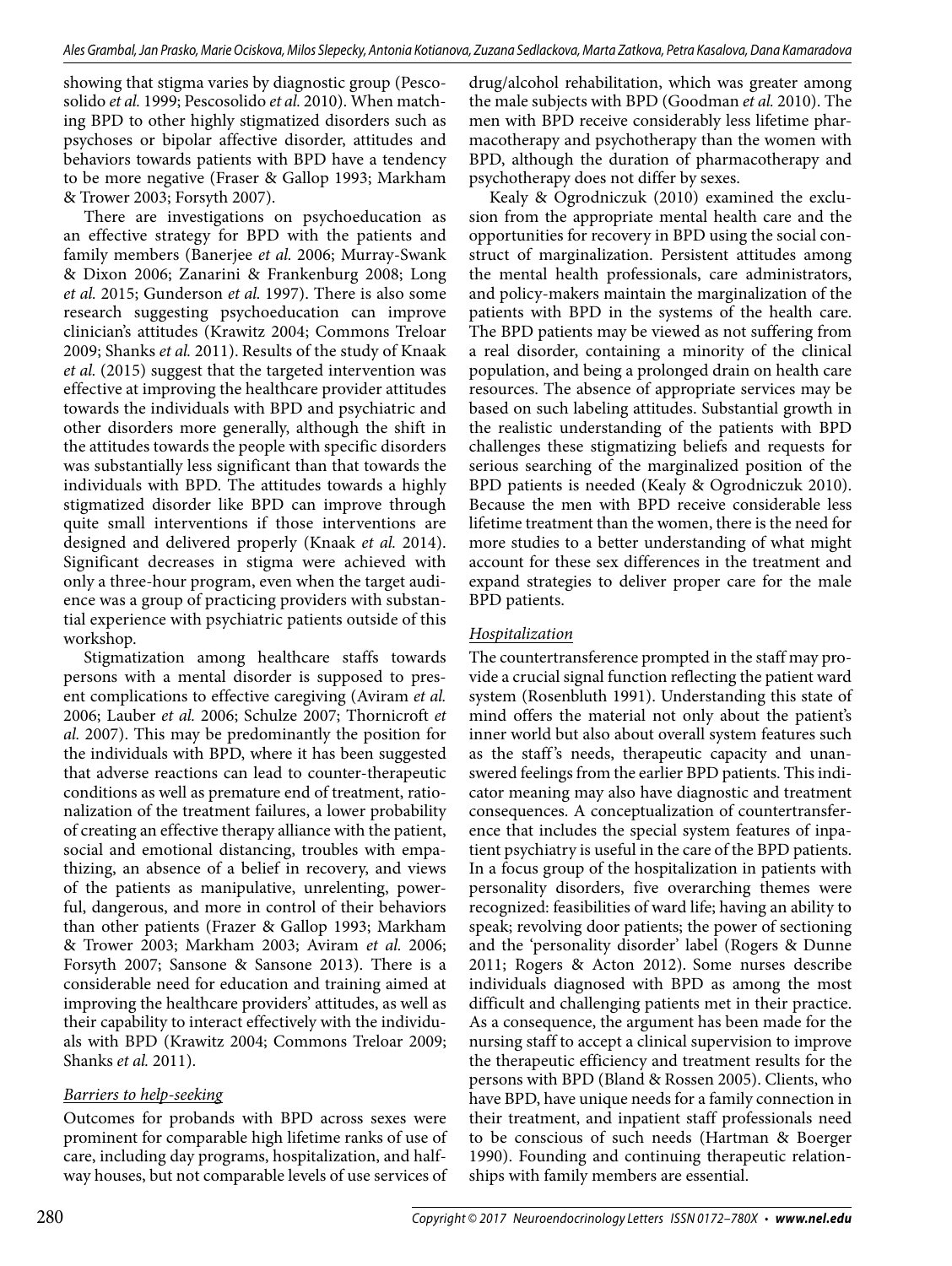showing that stigma varies by diagnostic group (Pescosolido *et al.* 1999; Pescosolido *et al.* 2010). When matching BPD to other highly stigmatized disorders such as psychoses or bipolar affective disorder, attitudes and behaviors towards patients with BPD have a tendency to be more negative (Fraser & Gallop 1993; Markham & Trower 2003; Forsyth 2007).

There are investigations on psychoeducation as an effective strategy for BPD with the patients and family members (Banerjee *et al.* 2006; Murray-Swank & Dixon 2006; Zanarini & Frankenburg 2008; Long *et al.* 2015; Gunderson *et al.* 1997). There is also some research suggesting psychoeducation can improve clinician's attitudes (Krawitz 2004; Commons Treloar 2009; Shanks *et al.* 2011). Results of the study of Knaak *et al.* (2015) suggest that the targeted intervention was effective at improving the healthcare provider attitudes towards the individuals with BPD and psychiatric and other disorders more generally, although the shift in the attitudes towards the people with specific disorders was substantially less significant than that towards the individuals with BPD. The attitudes towards a highly stigmatized disorder like BPD can improve through quite small interventions if those interventions are designed and delivered properly (Knaak *et al.* 2014). Significant decreases in stigma were achieved with only a three-hour program, even when the target audience was a group of practicing providers with substantial experience with psychiatric patients outside of this workshop.

Stigmatization among healthcare staffs towards persons with a mental disorder is supposed to present complications to effective caregiving (Aviram *et al.* 2006; Lauber *et al.* 2006; Schulze 2007; Thornicroft *et al.* 2007). This may be predominantly the position for the individuals with BPD, where it has been suggested that adverse reactions can lead to counter-therapeutic conditions as well as premature end of treatment, rationalization of the treatment failures, a lower probability of creating an effective therapy alliance with the patient, social and emotional distancing, troubles with empathizing, an absence of a belief in recovery, and views of the patients as manipulative, unrelenting, powerful, dangerous, and more in control of their behaviors than other patients (Frazer & Gallop 1993; Markham & Trower 2003; Markham 2003; Aviram *et al.* 2006; Forsyth 2007; Sansone & Sansone 2013). There is a considerable need for education and training aimed at improving the healthcare providers' attitudes, as well as their capability to interact effectively with the individuals with BPD (Krawitz 2004; Commons Treloar 2009; Shanks *et al.* 2011).

### Barriers to help-seeking

Outcomes for probands with BPD across sexes were prominent for comparable high lifetime ranks of use of care, including day programs, hospitalization, and halfway houses, but not comparable levels of use services of drug/alcohol rehabilitation, which was greater among the male subjects with BPD (Goodman *et al.* 2010). The men with BPD receive considerably less lifetime pharmacotherapy and psychotherapy than the women with BPD, although the duration of pharmacotherapy and psychotherapy does not differ by sexes.

Kealy & Ogrodniczuk (2010) examined the exclusion from the appropriate mental health care and the opportunities for recovery in BPD using the social construct of marginalization. Persistent attitudes among the mental health professionals, care administrators, and policy-makers maintain the marginalization of the patients with BPD in the systems of the health care. The BPD patients may be viewed as not suffering from a real disorder, containing a minority of the clinical population, and being a prolonged drain on health care resources. The absence of appropriate services may be based on such labeling attitudes. Substantial growth in the realistic understanding of the patients with BPD challenges these stigmatizing beliefs and requests for serious searching of the marginalized position of the BPD patients is needed (Kealy & Ogrodniczuk 2010). Because the men with BPD receive considerable less lifetime treatment than the women, there is the need for more studies to a better understanding of what might account for these sex differences in the treatment and expand strategies to deliver proper care for the male BPD patients.

### Hospitalization

The countertransference prompted in the staff may provide a crucial signal function reflecting the patient ward system (Rosenbluth 1991). Understanding this state of mind offers the material not only about the patient's inner world but also about overall system features such as the staff's needs, therapeutic capacity and unanswered feelings from the earlier BPD patients. This indicator meaning may also have diagnostic and treatment consequences. A conceptualization of countertransference that includes the special system features of inpatient psychiatry is useful in the care of the BPD patients. In a focus group of the hospitalization in patients with personality disorders, five overarching themes were recognized: feasibilities of ward life; having an ability to speak; revolving door patients; the power of sectioning and the 'personality disorder' label (Rogers & Dunne 2011; Rogers & Acton 2012). Some nurses describe individuals diagnosed with BPD as among the most difficult and challenging patients met in their practice. As a consequence, the argument has been made for the nursing staff to accept a clinical supervision to improve the therapeutic efficiency and treatment results for the persons with BPD (Bland & Rossen 2005). Clients, who have BPD, have unique needs for a family connection in their treatment, and inpatient staff professionals need to be conscious of such needs (Hartman & Boerger 1990). Founding and continuing therapeutic relationships with family members are essential.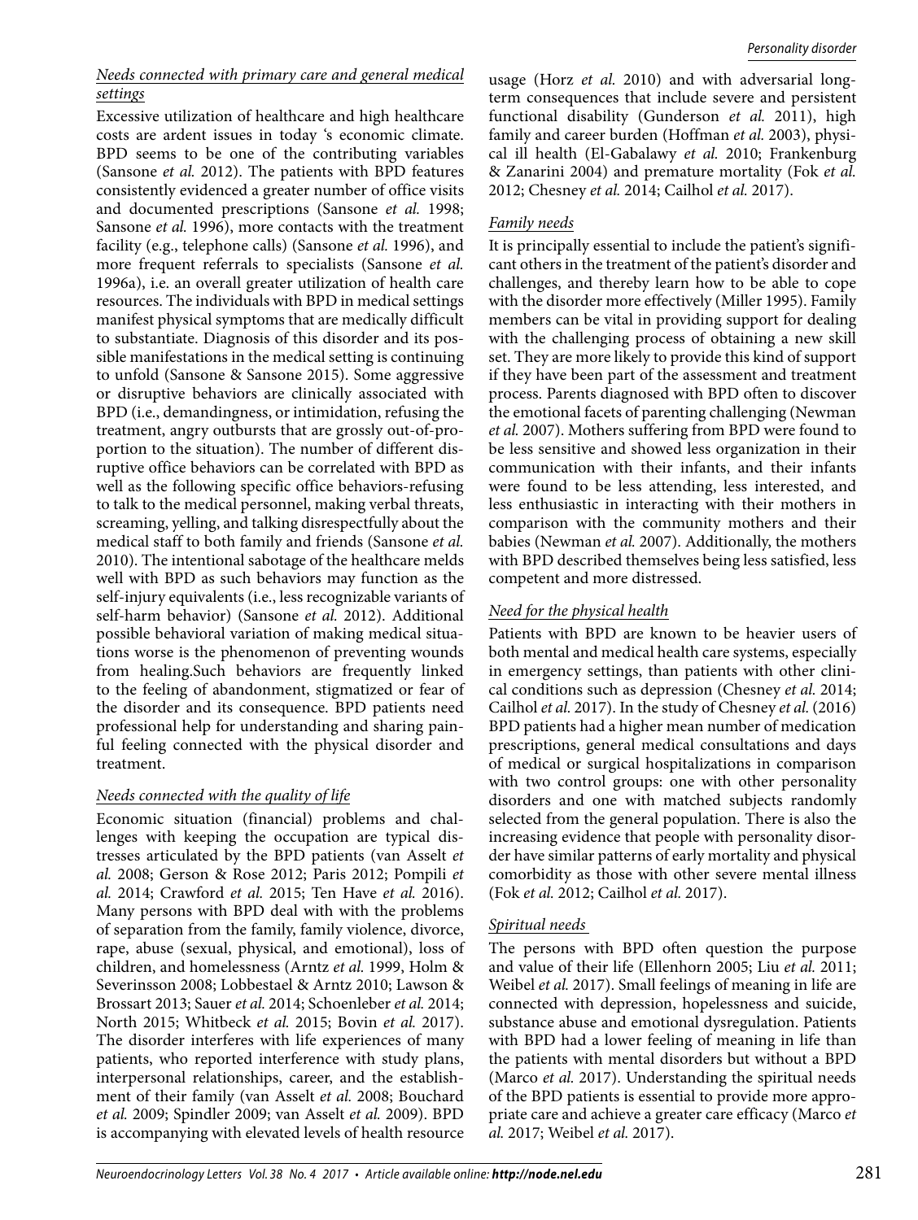*Needs connected with primary care and general medical settings*

Excessive utilization of healthcare and high healthcare costs are ardent issues in today 's economic climate. BPD seems to be one of the contributing variables (Sansone *et al.* 2012). The patients with BPD features consistently evidenced a greater number of office visits and documented prescriptions (Sansone *et al.* 1998; Sansone *et al.* 1996), more contacts with the treatment facility (e.g., telephone calls) (Sansone *et al.* 1996), and more frequent referrals to specialists (Sansone *et al.* 1996a), i.e. an overall greater utilization of health care resources. The individuals with BPD in medical settings manifest physical symptoms that are medically difficult to substantiate. Diagnosis of this disorder and its possible manifestations in the medical setting is continuing to unfold (Sansone & Sansone 2015). Some aggressive or disruptive behaviors are clinically associated with BPD (i.e., demandingness, or intimidation, refusing the treatment, angry outbursts that are grossly out-of-proportion to the situation). The number of different disruptive office behaviors can be correlated with BPD as well as the following specific office behaviors-refusing to talk to the medical personnel, making verbal threats, screaming, yelling, and talking disrespectfully about the medical staff to both family and friends (Sansone *et al.* 2010). The intentional sabotage of the healthcare melds well with BPD as such behaviors may function as the self-injury equivalents (i.e., less recognizable variants of self-harm behavior) (Sansone *et al.* 2012). Additional possible behavioral variation of making medical situations worse is the phenomenon of preventing wounds from healing.Such behaviors are frequently linked to the feeling of abandonment, stigmatized or fear of the disorder and its consequence. BPD patients need professional help for understanding and sharing painful feeling connected with the physical disorder and treatment.

*Needs connected with the quality of life*

Economic situation (financial) problems and challenges with keeping the occupation are typical distresses articulated by the BPD patients (van Asselt *et al.* 2008; Gerson & Rose 2012; Paris 2012; Pompili *et al.* 2014; Crawford *et al.* 2015; Ten Have *et al.* 2016). Many persons with BPD deal with the problems of separation from the family, family violence, divorce, rape, abuse (sexual, physical, and emotional), loss of children, and homelessness (Arntz *et al.* 1999, Holm & Severinsson 2008; Lobbestael & Arntz 2010; Lawson & Brossart 2013; Sauer *et al.* 2014; Schoenleber *et al.* 2014; North 2015; Whitbeck *et al.* 2015; Bovin *et al.* 2017). The disorder interferes with life experiences of many patients, who reported interference with study plans, interpersonal relationships, career, and the establishment of their family (van Asselt *et al.* 2008; Bouchard *et al.* 2009; Spindler 2009; van Asselt *et al.* 2009). BPD is accompanying with elevated levels of health resource usage (Horz *et al.* 2010) and with adversarial long-term consequences that include severe and persistent functional disability (Gunderson *et al.* 2011), high family and career burden (Hoffman *et al.* 2003), physical ill health (El-Gabalawy *et al.* 2010; Frankenburg & Zanarini 2004) and premature mortality (Fok *et al.* 2012; Chesney *et al.* 2014; Cailhol *et al.* 2017).

*Family needs*

It is principally essential to include the patient's significant others in the treatment of the patient's disorder and challenges, and thereby learn how to be able to cope with the disorder more effectively (Miller 1995). Family members can be vital in providing support for dealing with the challenging process of obtaining a new skill set. They are more likely to provide this kind of support if they have been part of the assessment and treatment process. Parents diagnosed with BPD often to discover the emotional facets of parenting challenging (Newman *et al.* 2007). Mothers suffering from BPD were found to be less sensitive and showed less organization in their communication with their infants, and their infants were found to be less attending, less interested, and less enthusiastic in interacting with their mothers in comparison with the community mothers and their babies (Newman *et al.* 2007). Additionally, the mothers with BPD described themselves being less satisfied, less competent and more distressed.

*Need for the physical health*

Patients with BPD are known to be heavier users of both mental and medical health care systems, especially in emergency settings, than patients with other clinical conditions such as depression (Chesney *et al.* 2014; Cailhol *et al.* 2017). In the study of Chesney *et al.* (2016) BPD patients had a higher mean number of medication prescriptions, general medical consultations and days of medical or surgical hospitalizations in comparison with two control groups: one with other personality disorders and one with matched subjects randomly selected from the general population. There is also the increasing evidence that people with personality disorder have similar patterns of early mortality and physical comorbidity as those with other severe mental illness (Fok *et al.* 2012; Cailhol *et al.* 2017).

*Spiritual needs*

The persons with BPD often question the purpose and value of their life (Ellenhorn 2005; Liu *et al.* 2011; Weibel *et al.* 2017). Small feelings of meaning in life are connected with depression, hopelessness and suicide, substance abuse and emotional dysregulation. Patients with BPD had a lower feeling of meaning in life than the patients with mental disorders but without a BPD (Marco *et al.* 2017). Understanding the spiritual needs of the BPD patients is essential to provide more appropriate care and achieve a greater care efficacy (Marco *et al.* 2017; Weibel *et al.* 2017).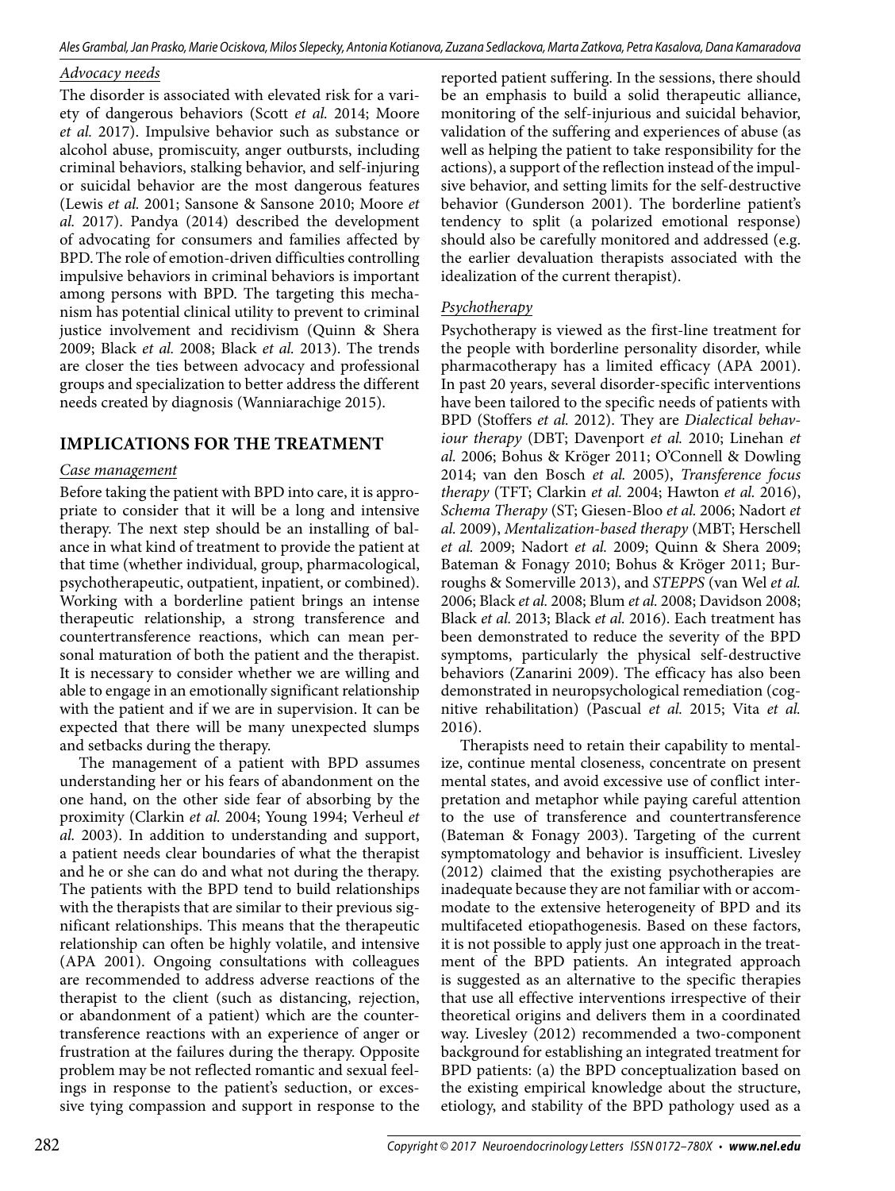*Advocacy needs*

The disorder is associated with elevated risk for a variety of dangerous behaviors (Scott *et al.* 2014; Moore *et al.* 2017). Impulsive behavior such as substance or alcohol abuse, promiscuity, anger outbursts, including criminal behaviors, stalking behavior, and self-injuring or suicidal behavior are the most dangerous features (Lewis *et al.* 2001; Sansone & Sansone 2010; Moore *et al.* 2017). Pandya (2014) described the development of advocating for consumers and families affected by BPD. The role of emotion-driven difficulties controlling impulsive behaviors in criminal behaviors is important among persons with BPD. The targeting this mechanism has potential clinical utility to prevent to criminal justice involvement and recidivism (Quinn & Shera 2009; Black *et al.* 2008; Black *et al.* 2013). The trends are closer the ties between advocacy and professional groups and specialization to better address the different needs created by diagnosis (Wanniarachige 2015).

## IMPLICATIONS FOR THE TREATMENT

*Case management*

Before taking the patient with BPD into care, it is appropriate to consider that it will be a long and intensive therapy. The next step should be an installing of balance in what kind of treatment to provide the patient at that time (whether individual, group, pharmacological, psychotherapeutic, outpatient, inpatient, or combined). Working with a borderline patient brings an intense therapeutic relationship, a strong transference and countertransference reactions, which can mean personal maturation of both the patient and the therapist. It is necessary to consider whether we are willing and able to engage in an emotionally significant relationship with the patient and if we are in supervision. It can be expected that there will be many unexpected slumps and setbacks during the therapy.

The management of a patient with BPD assumes understanding her or his fears of abandonment on the one hand, on the other side fear of absorbing by the proximity (Clarkin *et al.* 2004; Young 1994; Verheul *et al.* 2003). In addition to understanding and support, a patient needs clear boundaries of what the therapist and he or she can do and what not during the therapy. The patients with the BPD tend to build relationships with the therapists that are similar to their previous significant relationships. This means that the therapeutic relationship can often be highly volatile, and intensive (APA 2001). Ongoing consultations with colleagues are recommended to address adverse reactions of the therapist to the client (such as distancing, rejection, or abandonment of a patient) which are the countertransference reactions with an experience of anger or frustration at the failures during the therapy. Opposite problem may be not reflected romantic and sexual feelings in response to the patient's seduction, or excessive tying compassion and support in response to the reported patient suffering. In the sessions, there should be an emphasis to build a solid therapeutic alliance, monitoring of the self-injurious and suicidal behavior, validation of the suffering and experiences of abuse (as well as helping the patient to take responsibility for the actions), a support of the reflection instead of the impulsive behavior, and setting limits for the self-destructive behavior (Gunderson 2001). The borderline patient's tendency to split (a polarized emotional response) should also be carefully monitored and addressed (e.g. the earlier devaluation therapists associated with the idealization of the current therapist).

*Psychotherapy*

Psychotherapy is viewed as the first-line treatment for the people with borderline personality disorder, while pharmacotherapy has a limited efficacy (APA 2001). In past 20 years, several disorder-specific interventions have been tailored to the specific needs of patients with BPD (Stoffers *et al.* 2012). They are *Dialectical behaviour therapy* (DBT; Davenport *et al.* 2010; Linehan *et al.* 2006; Bohus & Kröger 2011; O'Connell & Dowling 2014; van den Bosch *et al.* 2005), *Transference focus therapy* (TFT; Clarkin *et al.* 2004; Hawton *et al.* 2016), *Schema Therapy* (ST; Giesen-Bloo *et al.* 2006; Nadort *et al.* 2009), *Mentalization-based therapy* (MBT; Herschell *et al.* 2009; Nadort *et al.* 2009; Quinn & Shera 2009; Bateman & Fonagy 2010; Bohus & Kröger 2011; Burroughs & Somerville 2013), and *STEPPS* (van Wel *et al.* 2006; Black *et al.* 2008; Blum *et al.* 2008; Davidson 2008; Black *et al.* 2013; Black *et al.* 2016). Each treatment has been demonstrated to reduce the severity of the BPD symptoms, particularly the physical self-destructive behaviors (Zanarini 2009). The efficacy has also been demonstrated in neuropsychological remediation (cognitive rehabilitation) (Pascual *et al.* 2015; Vita *et al.* 2016).

Therapists need to retain their capability to mentalize, continue mental closeness, concentrate on present mental states, and avoid excessive use of conflict interpretation and metaphor while paying careful attention to the use of transference and countertransference (Bateman & Fonagy 2003). Targeting of the current symptomatology and behavior is insufficient. Livesley (2012) claimed that the existing psychotherapies are inadequate because they are not familiar with or accommodate to the extensive heterogeneity of BPD and its multifaceted etiopathogenesis. Based on these factors, it is not possible to apply just one approach in the treatment of the BPD patients. An integrated approach is suggested as an alternative to the specific therapies that use all effective interventions irrespective of their theoretical origins and delivers them in a coordinated way. Livesley (2012) recommended a two-component background for establishing an integrated treatment for BPD patients: (a) the BPD conceptualization based on the existing empirical knowledge about the structure, etiology, and stability of the BPD pathology used as a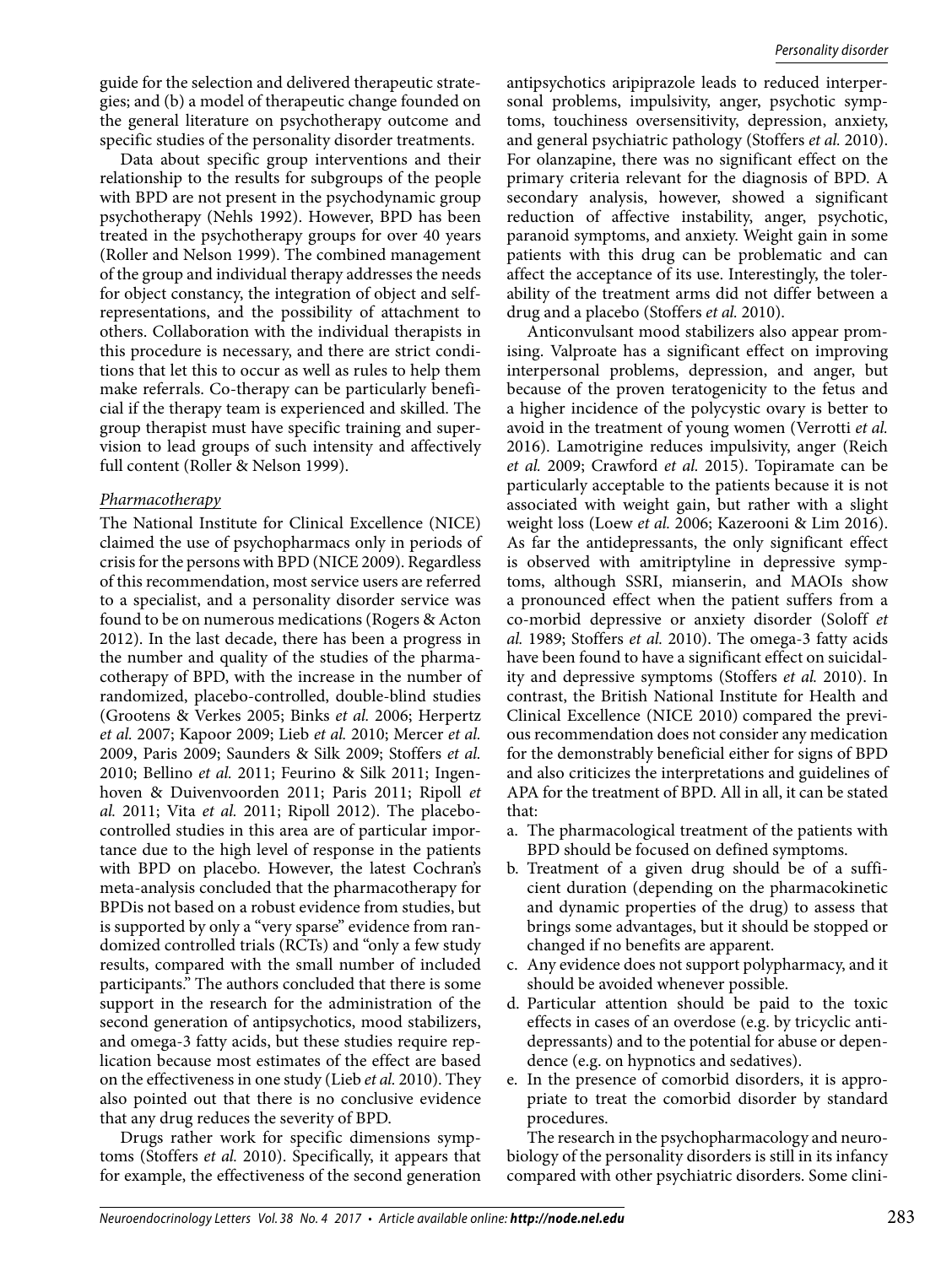guide for the selection and delivered therapeutic strategies; and (b) a model of therapeutic change founded on the general literature on psychotherapy outcome and specific studies of the personality disorder treatments.

Data about specific group interventions and their relationship to the results for subgroups of the people with BPD are not present in the psychodynamic group psychotherapy (Nehls 1992). However, BPD has been treated in the psychotherapy groups for over 40 years (Roller and Nelson 1999). The combined management of the group and individual therapy addresses the needs for object constancy, the integration of object and self-representations, and the possibility of attachment to others. Collaboration with the individual therapists in this procedure is necessary, and there are strict conditions that let this to occur as well as rules to help them make referrals. Co-therapy can be particularly beneficial if the therapy team is experienced and skilled. The group therapist must have specific training and supervision to lead groups of such intensity and affectively full content (Roller & Nelson 1999).

### *Pharmacotherapy*

The National Institute for Clinical Excellence (NICE) claimed the use of psychopharmacs only in periods of crisis for the persons with BPD (NICE 2009). Regardless of this recommendation, most service users are referred to a specialist, and a personality disorder service was found to be on numerous medications (Rogers & Acton 2012). In the last decade, there has been a progress in the number and quality of the studies of the pharmacotherapy of BPD, with the increase in the number of randomized, placebo-controlled, double-blind studies (Grootens & Verkes 2005; Binks *et al.* 2006; Herpertz *et al.* 2007; Kapoor 2009; Lieb *et al.* 2010; Mercer *et al.* 2009, Paris 2009; Saunders & Silk 2009; Stoffers *et al.* 2010; Bellino *et al.* 2011; Feurino & Silk 2011; Ingenhoven & Duivenvoorden 2011; Paris 2011; Ripoll *et al.* 2011; Vita *et al.* 2011; Ripoll 2012). The placebo-controlled studies in this area are of particular importance due to the high level of response in the patients with BPD on placebo. However, the latest Cochran's meta-analysis concluded that the pharmacotherapy for BPDis not based on a robust evidence from studies, but is supported by only a "very sparse" evidence from randomized controlled trials (RCTs) and "only a few study results, compared with the small number of included participants." The authors concluded that there is some support in the research for the administration of the second generation of antipsychotics, mood stabilizers, and omega-3 fatty acids, but these studies require replication because most estimates of the effect are based on the effectiveness in one study (Lieb *et al.* 2010). They also pointed out that there is no conclusive evidence that any drug reduces the severity of BPD.

Drugs rather work for specific dimensions symptoms (Stoffers *et al.* 2010). Specifically, it appears that for example, the effectiveness of the second generation antipsychotics aripiprazole leads to reduced interpersonal problems, impulsivity, anger, psychotic symptoms, touchiness oversensitivity, depression, anxiety, and general psychiatric pathology (Stoffers *et al.* 2010). For olanzapine, there was no significant effect on the primary criteria relevant for the diagnosis of BPD. A secondary analysis, however, showed a significant reduction of affective instability, anger, psychotic, paranoid symptoms, and anxiety. Weight gain in some patients with this drug can be problematic and can affect the acceptance of its use. Interestingly, the tolerability of the treatment arms did not differ between a drug and a placebo (Stoffers *et al.* 2010).

Anticonvulsant mood stabilizers also appear promising. Valproate has a significant effect on improving interpersonal problems, depression, and anger, but because of the proven teratogenicity to the fetus and a higher incidence of the polycystic ovary is better to avoid in the treatment of young women (Verrotti *et al.* 2016). Lamotrigine reduces impulsivity, anger (Reich *et al.* 2009; Crawford *et al.* 2015). Topiramate can be particularly acceptable to the patients because it is not associated with weight gain, but rather with a slight weight loss (Loew *et al.* 2006; Kazerooni & Lim 2016). As far the antidepressants, the only significant effect is observed with amitriptyline in depressive symptoms, although SSRI, mianserin, and MAOIs show a pronounced effect when the patient suffers from a co-morbid depressive or anxiety disorder (Soloff *et al.* 1989; Stoffers *et al.* 2010). The omega-3 fatty acids have been found to have a significant effect on suicidality and depressive symptoms (Stoffers *et al.* 2010). In contrast, the British National Institute for Health and Clinical Excellence (NICE 2010) compared the previous recommendation does not consider any medication for the demonstrably beneficial either for signs of BPD and also criticizes the interpretations and guidelines of APA for the treatment of BPD. All in all, it can be stated that:

a. The pharmacological treatment of the patients with BPD should be focused on defined symptoms.
b. Treatment of a given drug should be of a sufficient duration (depending on the pharmacokinetic and dynamic properties of the drug) to assess that brings some advantages, but it should be stopped or changed if no benefits are apparent.
c. Any evidence does not support polypharmacy, and it should be avoided whenever possible.
d. Particular attention should be paid to the toxic effects in cases of an overdose (e.g. by tricyclic antidepressants) and to the potential for abuse or dependence (e.g. on hypnotics and sedatives).
e. In the presence of comorbid disorders, it is appropriate to treat the comorbid disorder by standard procedures.

The research in the psychopharmacology and neurobiology of the personality disorders is still in its infancy compared with other psychiatric disorders. Some clini-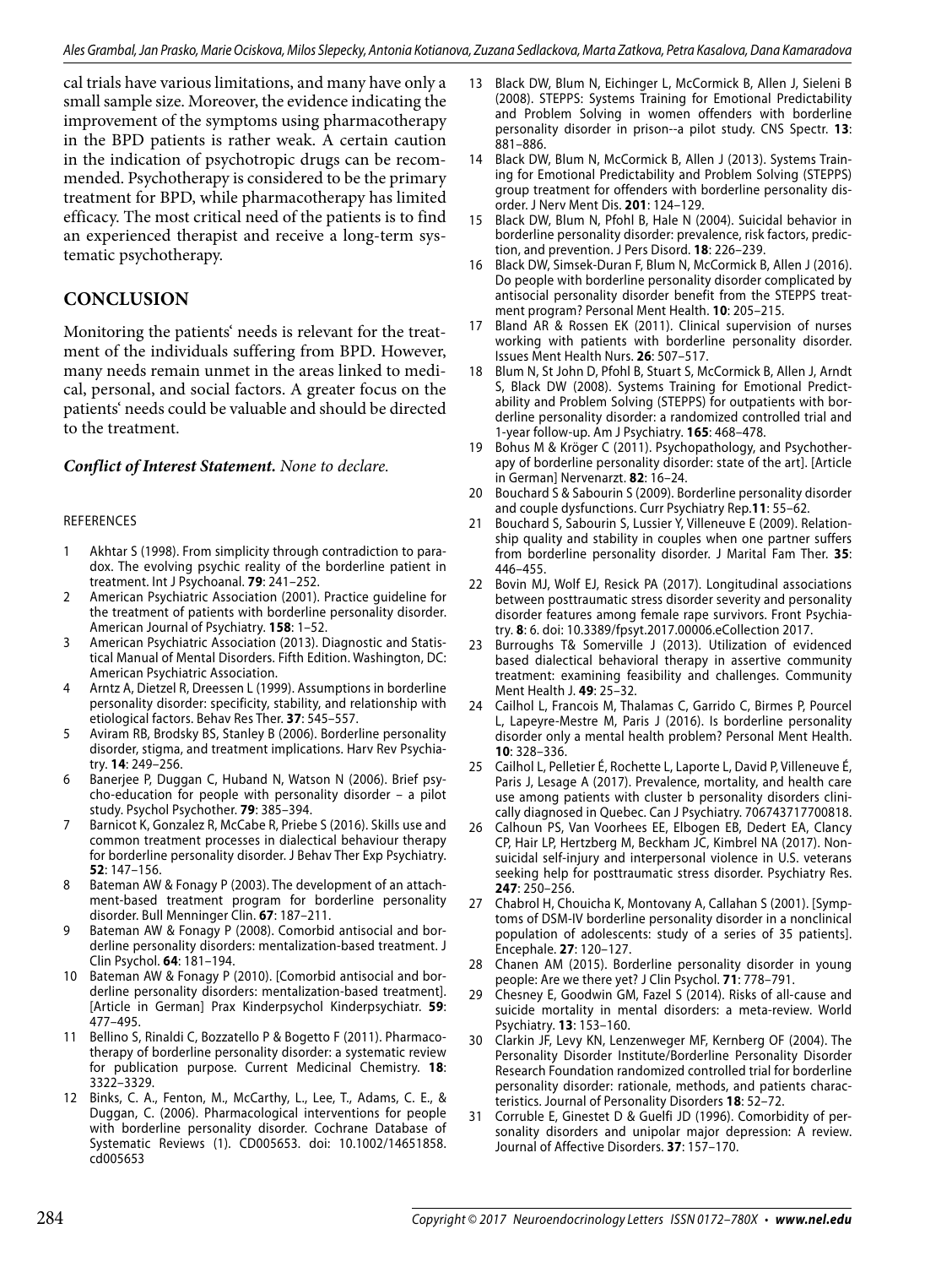cal trials have various limitations, and many have only a small sample size. Moreover, the evidence indicating the improvement of the symptoms using pharmacotherapy in the BPD patients is rather weak. A certain caution in the indication of psychotropic drugs can be recommended. Psychotherapy is considered to be the primary treatment for BPD, while pharmacotherapy has limited efficacy. The most critical need of the patients is to find an experienced therapist and receive a long-term systematic psychotherapy.

## CONCLUSION

Monitoring the patients' needs is relevant for the treatment of the individuals suffering from BPD. However, many needs remain unmet in the areas linked to medical, personal, and social factors. A greater focus on the patients' needs could be valuable and should be directed to the treatment.

***Conflict of Interest Statement.*** *None to declare.*

REFERENCES

1. Akhtar S (1998). From simplicity through contradiction to paradox. The evolving psychic reality of the borderline patient in treatment. Int J Psychoanal. **79**: 241–252.
2. American Psychiatric Association (2001). Practice guideline for the treatment of patients with borderline personality disorder. American Journal of Psychiatry. **158**: 1–52.
3. American Psychiatric Association (2013). Diagnostic and Statistical Manual of Mental Disorders. Fifth Edition. Washington, DC: American Psychiatric Association.
4. Arntz A, Dietzel R, Dreessen L (1999). Assumptions in borderline personality disorder: specificity, stability, and relationship with etiological factors. Behav Res Ther. **37**: 545–557.
5. Aviram RB, Brodsky BS, Stanley B (2006). Borderline personality disorder, stigma, and treatment implications. Harv Rev Psychiatry. **14**: 249–256.
6. Banerjee P, Duggan C, Huband N, Watson N (2006). Brief psycho-education for people with personality disorder – a pilot study. Psychol Psychother. **79**: 385–394.
7. Barnicot K, Gonzalez R, McCabe R, Priebe S (2016). Skills use and common treatment processes in dialectical behaviour therapy for borderline personality disorder. J Behav Ther Exp Psychiatry. **52**: 147–156.
8. Bateman AW & Fonagy P (2003). The development of an attachment-based treatment program for borderline personality disorder. Bull Menninger Clin. **67**: 187–211.
9. Bateman AW & Fonagy P (2008). Comorbid antisocial and borderline personality disorders: mentalization-based treatment. J Clin Psychol. **64**: 181–194.
10. Bateman AW & Fonagy P (2010). [Comorbid antisocial and borderline personality disorders: mentalization-based treatment]. [Article in German] Prax Kinderpsychol Kinderpsychiatr. **59**: 477–495.
11. Bellino S, Rinaldi C, Bozzatello P & Bogetto F (2011). Pharmacotherapy of borderline personality disorder: a systematic review for publication purpose. Current Medicinal Chemistry. **18**: 3322–3329.
12. Binks, C. A., Fenton, M., McCarthy, L., Lee, T., Adams, C. E., & Duggan, C. (2006). Pharmacological interventions for people with borderline personality disorder. Cochrane Database of Systematic Reviews (1). CD005653. doi: 10.1002/14651858.cd005653
13. Black DW, Blum N, Eichinger L, McCormick B, Allen J, Sieleni B (2008). STEPPS: Systems Training for Emotional Predictability and Problem Solving in women offenders with borderline personality disorder in prison--a pilot study. CNS Spectr. **13**: 881–886.
14. Black DW, Blum N, McCormick B, Allen J (2013). Systems Training for Emotional Predictability and Problem Solving (STEPPS) group treatment for offenders with borderline personality disorder. J Nerv Ment Dis. **201**: 124–129.
15. Black DW, Blum N, Pfohl B, Hale N (2004). Suicidal behavior in borderline personality disorder: prevalence, risk factors, prediction, and prevention. J Pers Disord. **18**: 226–239.
16. Black DW, Simsek-Duran F, Blum N, McCormick B, Allen J (2016). Do people with borderline personality disorder complicated by antisocial personality disorder benefit from the STEPPS treatment program? Personal Ment Health. **10**: 205–215.
17. Bland AR & Rossen EK (2011). Clinical supervision of nurses working with patients with borderline personality disorder. Issues Ment Health Nurs. **26**: 507–517.
18. Blum N, St John D, Pfohl B, Stuart S, McCormick B, Allen J, Arndt S, Black DW (2008). Systems Training for Emotional Predictability and Problem Solving (STEPPS) for outpatients with borderline personality disorder: a randomized controlled trial and 1-year follow-up. Am J Psychiatry. **165**: 468–478.
19. Bohus M & Kröger C (2011). Psychopathology, and Psychotherapy of borderline personality disorder: state of the art]. [Article in German] Nervenarzt. **82**: 16–24.
20. Bouchard S & Sabourin S (2009). Borderline personality disorder and couple dysfunctions. Curr Psychiatry Rep.**11**: 55–62.
21. Bouchard S, Sabourin S, Lussier Y, Villeneuve E (2009). Relationship quality and stability in couples when one partner suffers from borderline personality disorder. J Marital Fam Ther. **35**: 446–455.
22. Bovin MJ, Wolf EJ, Resick PA (2017). Longitudinal associations between posttraumatic stress disorder severity and personality disorder features among female rape survivors. Front Psychiatry. **8**: 6. doi: 10.3389/fpsyt.2017.00006.eCollection 2017.
23. Burroughs T& Somerville J (2013). Utilization of evidenced based dialectical behavioral therapy in assertive community treatment: examining feasibility and challenges. Community Ment Health J. **49**: 25–32.
24. Cailhol L, Francois M, Thalamas C, Garrido C, Birmes P, Pourcel L, Lapeyre-Mestre M, Paris J (2016). Is borderline personality disorder only a mental health problem? Personal Ment Health. **10**: 328–336.
25. Cailhol L, Pelletier É, Rochette L, Laporte L, David P, Villeneuve É, Paris J, Lesage A (2017). Prevalence, mortality, and health care use among patients with cluster b personality disorders clinically diagnosed in Quebec. Can J Psychiatry. 706743717700818.
26. Calhoun PS, Van Voorhees EE, Elbogen EB, Dedert EA, Clancy CP, Hair LP, Hertzberg M, Beckham JC, Kimbrel NA (2017). Nonsuicidal self-injury and interpersonal violence in U.S. veterans seeking help for posttraumatic stress disorder. Psychiatry Res. **247**: 250–256.
27. Chabrol H, Chouicha K, Montovany A, Callahan S (2001). [Symptoms of DSM-IV borderline personality disorder in a nonclinical population of adolescents: study of a series of 35 patients]. Encephale. **27**: 120–127.
28. Chanen AM (2015). Borderline personality disorder in young people: Are we there yet? J Clin Psychol. **71**: 778–791.
29. Chesney E, Goodwin GM, Fazel S (2014). Risks of all-cause and suicide mortality in mental disorders: a meta-review. World Psychiatry. **13**: 153–160.
30. Clarkin JF, Levy KN, Lenzenweger MF, Kernberg OF (2004). The Personality Disorder Institute/Borderline Personality Disorder Research Foundation randomized controlled trial for borderline personality disorder: rationale, methods, and patients characteristics. Journal of Personality Disorders **18**: 52–72.
31. Corruble E, Ginestet D & Guelfi JD (1996). Comorbidity of personality disorders and unipolar major depression: A review. Journal of Affective Disorders. **37**: 157–170.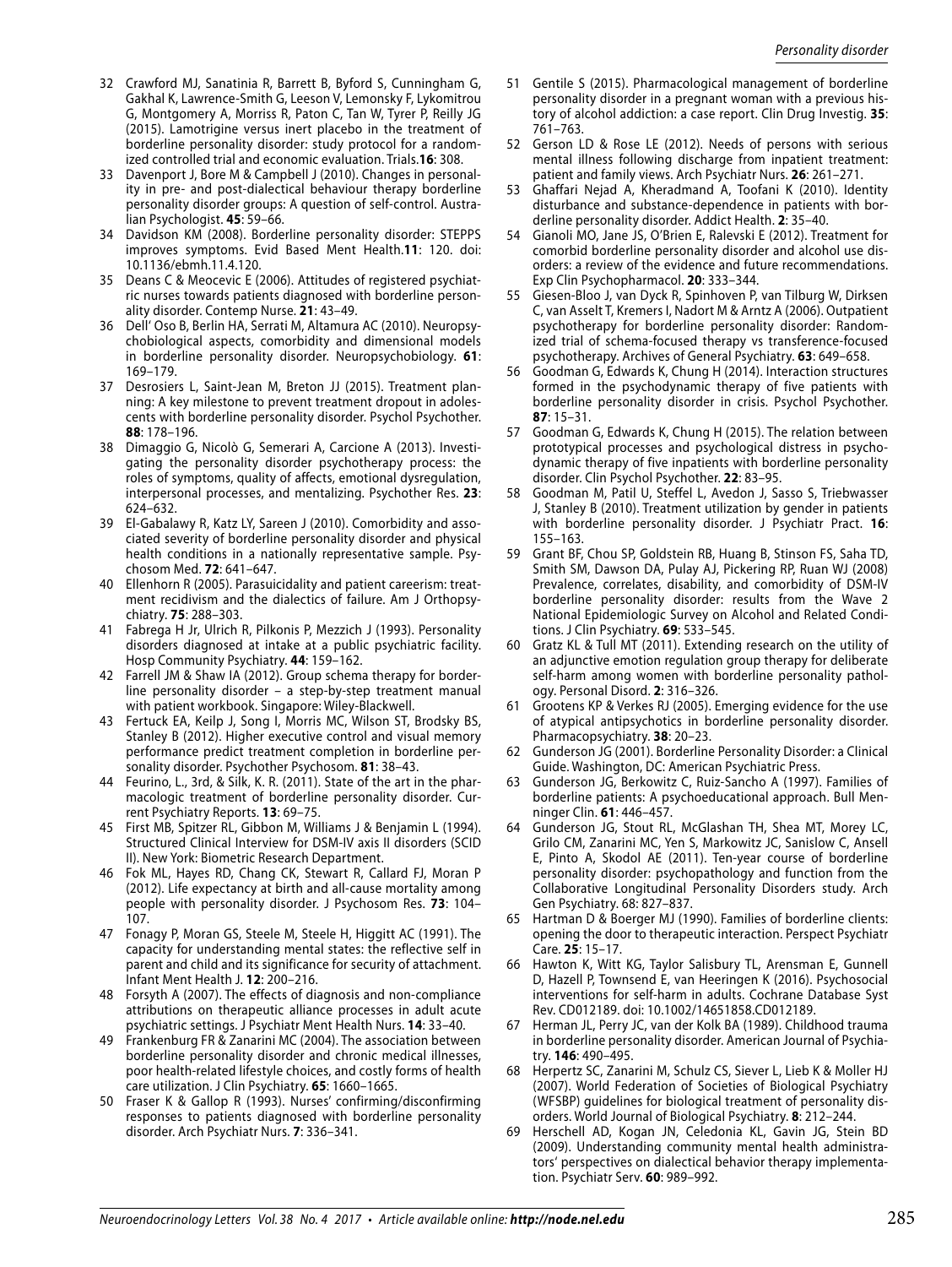32 Crawford MJ, Sanatinia R, Barrett B, Byford S, Cunningham G, Gakhal K, Lawrence-Smith G, Leeson V, Lemonsky F, Lykomitrou G, Montgomery A, Morriss R, Paton C, Tan W, Tyrer P, Reilly JG (2015). Lamotrigine versus inert placebo in the treatment of borderline personality disorder: study protocol for a randomized controlled trial and economic evaluation. Trials.**16**: 308.

33 Davenport J, Bore M & Campbell J (2010). Changes in personality in pre- and post-dialectical behaviour therapy borderline personality disorder groups: A question of self-control. Australian Psychologist. **45**: 59–66.

34 Davidson KM (2008). Borderline personality disorder: STEPPS improves symptoms. Evid Based Ment Health.**11**: 120. doi: 10.1136/ebmh.11.4.120.

35 Deans C & Meocevic E (2006). Attitudes of registered psychiatric nurses towards patients diagnosed with borderline personality disorder. Contemp Nurse. **21**: 43–49.

36 Dell' Oso B, Berlin HA, Serrati M, Altamura AC (2010). Neuropsychobiological aspects, comorbidity and dimensional models in borderline personality disorder. Neuropsychobiology. **61**: 169–179.

37 Desrosiers L, Saint-Jean M, Breton JJ (2015). Treatment planning: A key milestone to prevent treatment dropout in adolescents with borderline personality disorder. Psychol Psychother. **88**: 178–196.

38 Dimaggio G, Nicolò G, Semerari A, Carcione A (2013). Investigating the personality disorder psychotherapy process: the roles of symptoms, quality of affects, emotional dysregulation, interpersonal processes, and mentalizing. Psychother Res. **23**: 624–632.

39 El-Gabalawy R, Katz LY, Sareen J (2010). Comorbidity and associated severity of borderline personality disorder and physical health conditions in a nationally representative sample. Psychosom Med. **72**: 641–647.

40 Ellenhorn R (2005). Parasuicidality and patient careerism: treatment recidivism and the dialectics of failure. Am J Orthopsychiatry. **75**: 288–303.

41 Fabrega H Jr, Ulrich R, Pilkonis P, Mezzich J (1993). Personality disorders diagnosed at intake at a public psychiatric facility. Hosp Community Psychiatry. **44**: 159–162.

42 Farrell JM & Shaw IA (2012). Group schema therapy for borderline personality disorder – a step-by-step treatment manual with patient workbook. Singapore: Wiley-Blackwell.

43 Fertuck EA, Keilp J, Song I, Morris MC, Wilson ST, Brodsky BS, Stanley B (2012). Higher executive control and visual memory performance predict treatment completion in borderline personality disorder. Psychother Psychosom. **81**: 38–43.

44 Feurino, L., 3rd, & Silk, K. R. (2011). State of the art in the pharmacologic treatment of borderline personality disorder. Current Psychiatry Reports. **13**: 69–75.

45 First MB, Spitzer RL, Gibbon M, Williams J & Benjamin L (1994). Structured Clinical Interview for DSM-IV axis II disorders (SCID II). New York: Biometric Research Department.

46 Fok ML, Hayes RD, Chang CK, Stewart R, Callard FJ, Moran P (2012). Life expectancy at birth and all-cause mortality among people with personality disorder. J Psychosom Res. **73**: 104–107.

47 Fonagy P, Moran GS, Steele M, Steele H, Higgitt AC (1991). The capacity for understanding mental states: the reflective self in parent and child and its significance for security of attachment. Infant Ment Health J. **12**: 200–216.

48 Forsyth A (2007). The effects of diagnosis and non-compliance attributions on therapeutic alliance processes in adult acute psychiatric settings. J Psychiatr Ment Health Nurs. **14**: 33–40.

49 Frankenburg FR & Zanarini MC (2004). The association between borderline personality disorder and chronic medical illnesses, poor health-related lifestyle choices, and costly forms of health care utilization. J Clin Psychiatry. **65**: 1660–1665.

50 Fraser K & Gallop R (1993). Nurses' confirming/disconfirming responses to patients diagnosed with borderline personality disorder. Arch Psychiatr Nurs. **7**: 336–341.

51 Gentile S (2015). Pharmacological management of borderline personality disorder in a pregnant woman with a previous history of alcohol addiction: a case report. Clin Drug Investig. **35**: 761–763.

52 Gerson LD & Rose LE (2012). Needs of persons with serious mental illness following discharge from inpatient treatment: patient and family views. Arch Psychiatr Nurs. **26**: 261–271.

53 Ghaffari Nejad A, Kheradmand A, Toofani K (2010). Identity disturbance and substance-dependence in patients with borderline personality disorder. Addict Health. **2**: 35–40.

54 Gianoli MO, Jane JS, O'Brien E, Ralevski E (2012). Treatment for comorbid borderline personality disorder and alcohol use disorders: a review of the evidence and future recommendations. Exp Clin Psychopharmacol. **20**: 333–344.

55 Giesen-Bloo J, van Dyck R, Spinhoven P, van Tilburg W, Dirksen C, van Asselt T, Kremers I, Nadort M & Arntz A (2006). Outpatient psychotherapy for borderline personality disorder: Randomized trial of schema-focused therapy vs transference-focused psychotherapy. Archives of General Psychiatry. **63**: 649–658.

56 Goodman G, Edwards K, Chung H (2014). Interaction structures formed in the psychodynamic therapy of five patients with borderline personality disorder in crisis. Psychol Psychother. **87**: 15–31.

57 Goodman G, Edwards K, Chung H (2015). The relation between prototypical processes and psychological distress in psychodynamic therapy of five inpatients with borderline personality disorder. Clin Psychol Psychother. **22**: 83–95.

58 Goodman M, Patil U, Steffel L, Avedon J, Sasso S, Triebwasser J, Stanley B (2010). Treatment utilization by gender in patients with borderline personality disorder. J Psychiatr Pract. **16**: 155–163.

59 Grant BF, Chou SP, Goldstein RB, Huang B, Stinson FS, Saha TD, Smith SM, Dawson DA, Pulay AJ, Pickering RP, Ruan WJ (2008) Prevalence, correlates, disability, and comorbidity of DSM-IV borderline personality disorder: results from the Wave 2 National Epidemiologic Survey on Alcohol and Related Conditions. J Clin Psychiatry. **69**: 533–545.

60 Gratz KL & Tull MT (2011). Extending research on the utility of an adjunctive emotion regulation group therapy for deliberate self-harm among women with borderline personality pathology. Personal Disord. **2**: 316–326.

61 Grootens KP & Verkes RJ (2005). Emerging evidence for the use of atypical antipsychotics in borderline personality disorder. Pharmacopsychiatry. **38**: 20–23.

62 Gunderson JG (2001). Borderline Personality Disorder: a Clinical Guide. Washington, DC: American Psychiatric Press.

63 Gunderson JG, Berkowitz C, Ruiz-Sancho A (1997). Families of borderline patients: A psychoeducational approach. Bull Menninger Clin. **61**: 446–457.

64 Gunderson JG, Stout RL, McGlashan TH, Shea MT, Morey LC, Grilo CM, Zanarini MC, Yen S, Markowitz JC, Sanislow C, Ansell E, Pinto A, Skodol AE (2011). Ten-year course of borderline personality disorder: psychopathology and function from the Collaborative Longitudinal Personality Disorders study. Arch Gen Psychiatry. 68: 827–837.

65 Hartman D & Boerger MJ (1990). Families of borderline clients: opening the door to therapeutic interaction. Perspect Psychiatr Care. **25**: 15–17.

66 Hawton K, Witt KG, Taylor Salisbury TL, Arensman E, Gunnell D, Hazell P, Townsend E, van Heeringen K (2016). Psychosocial interventions for self-harm in adults. Cochrane Database Syst Rev. CD012189. doi: 10.1002/14651858.CD012189.

67 Herman JL, Perry JC, van der Kolk BA (1989). Childhood trauma in borderline personality disorder. American Journal of Psychiatry. **146**: 490–495.

68 Herpertz SC, Zanarini M, Schulz CS, Siever L, Lieb K & Moller HJ (2007). World Federation of Societies of Biological Psychiatry (WFSBP) guidelines for biological treatment of personality disorders. World Journal of Biological Psychiatry. **8**: 212–244.

69 Herschell AD, Kogan JN, Celedonia KL, Gavin JG, Stein BD (2009). Understanding community mental health administrators' perspectives on dialectical behavior therapy implementation. Psychiatr Serv. **60**: 989–992.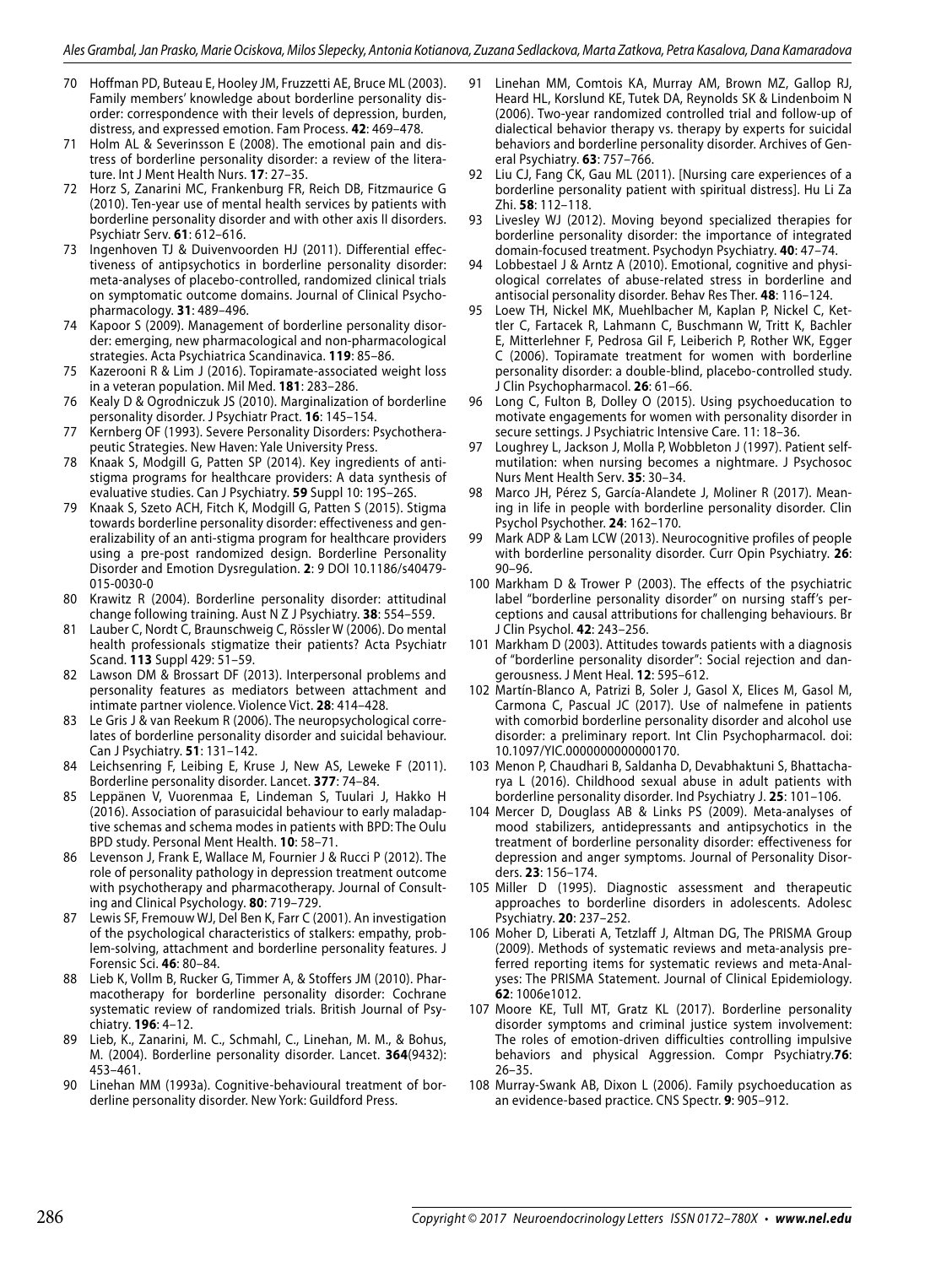70 Hoffman PD, Buteau E, Hooley JM, Fruzzetti AE, Bruce ML (2003). Family members' knowledge about borderline personality disorder: correspondence with their levels of depression, burden, distress, and expressed emotion. Fam Process. **42**: 469–478.

71 Holm AL & Severinsson E (2008). The emotional pain and distress of borderline personality disorder: a review of the literature. Int J Ment Health Nurs. **17**: 27–35.

72 Horz S, Zanarini MC, Frankenburg FR, Reich DB, Fitzmaurice G (2010). Ten-year use of mental health services by patients with borderline personality disorder and with other axis II disorders. Psychiatr Serv. **61**: 612–616.

73 Ingenhoven TJ & Duivenvoorden HJ (2011). Differential effectiveness of antipsychotics in borderline personality disorder: meta-analyses of placebo-controlled, randomized clinical trials on symptomatic outcome domains. Journal of Clinical Psychopharmacology. **31**: 489–496.

74 Kapoor S (2009). Management of borderline personality disorder: emerging, new pharmacological and non-pharmacological strategies. Acta Psychiatrica Scandinavica. **119**: 85–86.

75 Kazerooni R & Lim J (2016). Topiramate-associated weight loss in a veteran population. Mil Med. **181**: 283–286.

76 Kealy D & Ogrodniczuk JS (2010). Marginalization of borderline personality disorder. J Psychiatr Pract. **16**: 145–154.

77 Kernberg OF (1993). Severe Personality Disorders: Psychotherapeutic Strategies. New Haven: Yale University Press.

78 Knaak S, Modgill G, Patten SP (2014). Key ingredients of anti-stigma programs for healthcare providers: A data synthesis of evaluative studies. Can J Psychiatry. **59** Suppl 10: 19S–26S.

79 Knaak S, Szeto ACH, Fitch K, Modgill G, Patten S (2015). Stigma towards borderline personality disorder: effectiveness and generalizability of an anti-stigma program for healthcare providers using a pre-post randomized design. Borderline Personality Disorder and Emotion Dysregulation. **2**: 9 DOI 10.1186/s40479-015-0030-0

80 Krawitz R (2004). Borderline personality disorder: attitudinal change following training. Aust N Z J Psychiatry. **38**: 554–559.

81 Lauber C, Nordt C, Braunschweig C, Rössler W (2006). Do mental health professionals stigmatize their patients? Acta Psychiatr Scand. **113** Suppl 429: 51–59.

82 Lawson DM & Brossart DF (2013). Interpersonal problems and personality features as mediators between attachment and intimate partner violence. Violence Vict. **28**: 414–428.

83 Le Gris J & van Reekum R (2006). The neuropsychological correlates of borderline personality disorder and suicidal behaviour. Can J Psychiatry. **51**: 131–142.

84 Leichsenring F, Leibing E, Kruse J, New AS, Leweke F (2011). Borderline personality disorder. Lancet. **377**: 74–84.

85 Leppänen V, Vuorenmaa E, Lindeman S, Tuulari J, Hakko H (2016). Association of parasuicidal behaviour to early maladaptive schemas and schema modes in patients with BPD: The Oulu BPD study. Personal Ment Health. **10**: 58–71.

86 Levenson J, Frank E, Wallace M, Fournier J & Rucci P (2012). The role of personality pathology in depression treatment outcome with psychotherapy and pharmacotherapy. Journal of Consulting and Clinical Psychology. **80**: 719–729.

87 Lewis SF, Fremouw WJ, Del Ben K, Farr C (2001). An investigation of the psychological characteristics of stalkers: empathy, problem-solving, attachment and borderline personality features. J Forensic Sci. **46**: 80–84.

88 Lieb K, Vollm B, Rucker G, Timmer A, & Stoffers JM (2010). Pharmacotherapy for borderline personality disorder: Cochrane systematic review of randomized trials. British Journal of Psychiatry. **196**: 4–12.

89 Lieb, K., Zanarini, M. C., Schmahl, C., Linehan, M. M., & Bohus, M. (2004). Borderline personality disorder. Lancet. **364**(9432): 453–461.

90 Linehan MM (1993a). Cognitive-behavioural treatment of borderline personality disorder. New York: Guildford Press.

91 Linehan MM, Comtois KA, Murray AM, Brown MZ, Gallop RJ, Heard HL, Korslund KE, Tutek DA, Reynolds SK & Lindenboim N (2006). Two-year randomized controlled trial and follow-up of dialectical behavior therapy vs. therapy by experts for suicidal behaviors and borderline personality disorder. Archives of General Psychiatry. **63**: 757–766.

92 Liu CJ, Fang CK, Gau ML (2011). [Nursing care experiences of a borderline personality patient with spiritual distress]. Hu Li Za Zhi. **58**: 112–118.

93 Livesley WJ (2012). Moving beyond specialized therapies for borderline personality disorder: the importance of integrated domain-focused treatment. Psychodyn Psychiatry. **40**: 47–74.

94 Lobbestael J & Arntz A (2010). Emotional, cognitive and physiological correlates of abuse-related stress in borderline and antisocial personality disorder. Behav Res Ther. **48**: 116–124.

95 Loew TH, Nickel MK, Muehlbacher M, Kaplan P, Nickel C, Kettler C, Fartacek R, Lahmann C, Buschmann W, Tritt K, Bachler E, Mitterlehner F, Pedrosa Gil F, Leiberich P, Rother WK, Egger C (2006). Topiramate treatment for women with borderline personality disorder: a double-blind, placebo-controlled study. J Clin Psychopharmacol. **26**: 61–66.

96 Long C, Fulton B, Dolley O (2015). Using psychoeducation to motivate engagements for women with personality disorder in secure settings. J Psychiatric Intensive Care. 11: 18–36.

97 Loughrey L, Jackson J, Molla P, Wobbleton J (1997). Patient self-mutilation: when nursing becomes a nightmare. J Psychosoc Nurs Ment Health Serv. **35**: 30–34.

98 Marco JH, Pérez S, García-Alandete J, Moliner R (2017). Meaning in life in people with borderline personality disorder. Clin Psychol Psychother. **24**: 162–170.

99 Mark ADP & Lam LCW (2013). Neurocognitive profiles of people with borderline personality disorder. Curr Opin Psychiatry. **26**: 90–96.

100 Markham D & Trower P (2003). The effects of the psychiatric label "borderline personality disorder" on nursing staff's perceptions and causal attributions for challenging behaviours. Br J Clin Psychol. **42**: 243–256.

101 Markham D (2003). Attitudes towards patients with a diagnosis of "borderline personality disorder": Social rejection and dangerousness. J Ment Heal. **12**: 595–612.

102 Martín-Blanco A, Patrizi B, Soler J, Gasol X, Elices M, Gasol M, Carmona C, Pascual JC (2017). Use of nalmefene in patients with comorbid borderline personality disorder and alcohol use disorder: a preliminary report. Int Clin Psychopharmacol. doi: 10.1097/YIC.0000000000000170.

103 Menon P, Chaudhari B, Saldanha D, Devabhaktuni S, Bhattacharya L (2016). Childhood sexual abuse in adult patients with borderline personality disorder. Ind Psychiatry J. **25**: 101–106.

104 Mercer D, Douglass AB & Links PS (2009). Meta-analyses of mood stabilizers, antidepressants and antipsychotics in the treatment of borderline personality disorder: effectiveness for depression and anger symptoms. Journal of Personality Disorders. **23**: 156–174.

105 Miller D (1995). Diagnostic assessment and therapeutic approaches to borderline disorders in adolescents. Adolesc Psychiatry. **20**: 237–252.

106 Moher D, Liberati A, Tetzlaff J, Altman DG, The PRISMA Group (2009). Methods of systematic reviews and meta-analysis preferred reporting items for systematic reviews and meta-Analyses: The PRISMA Statement. Journal of Clinical Epidemiology. **62**: 1006e1012.

107 Moore KE, Tull MT, Gratz KL (2017). Borderline personality disorder symptoms and criminal justice system involvement: The roles of emotion-driven difficulties controlling impulsive behaviors and physical Aggression. Compr Psychiatry.**76**: 26–35.

108 Murray-Swank AB, Dixon L (2006). Family psychoeducation as an evidence-based practice. CNS Spectr. **9**: 905–912.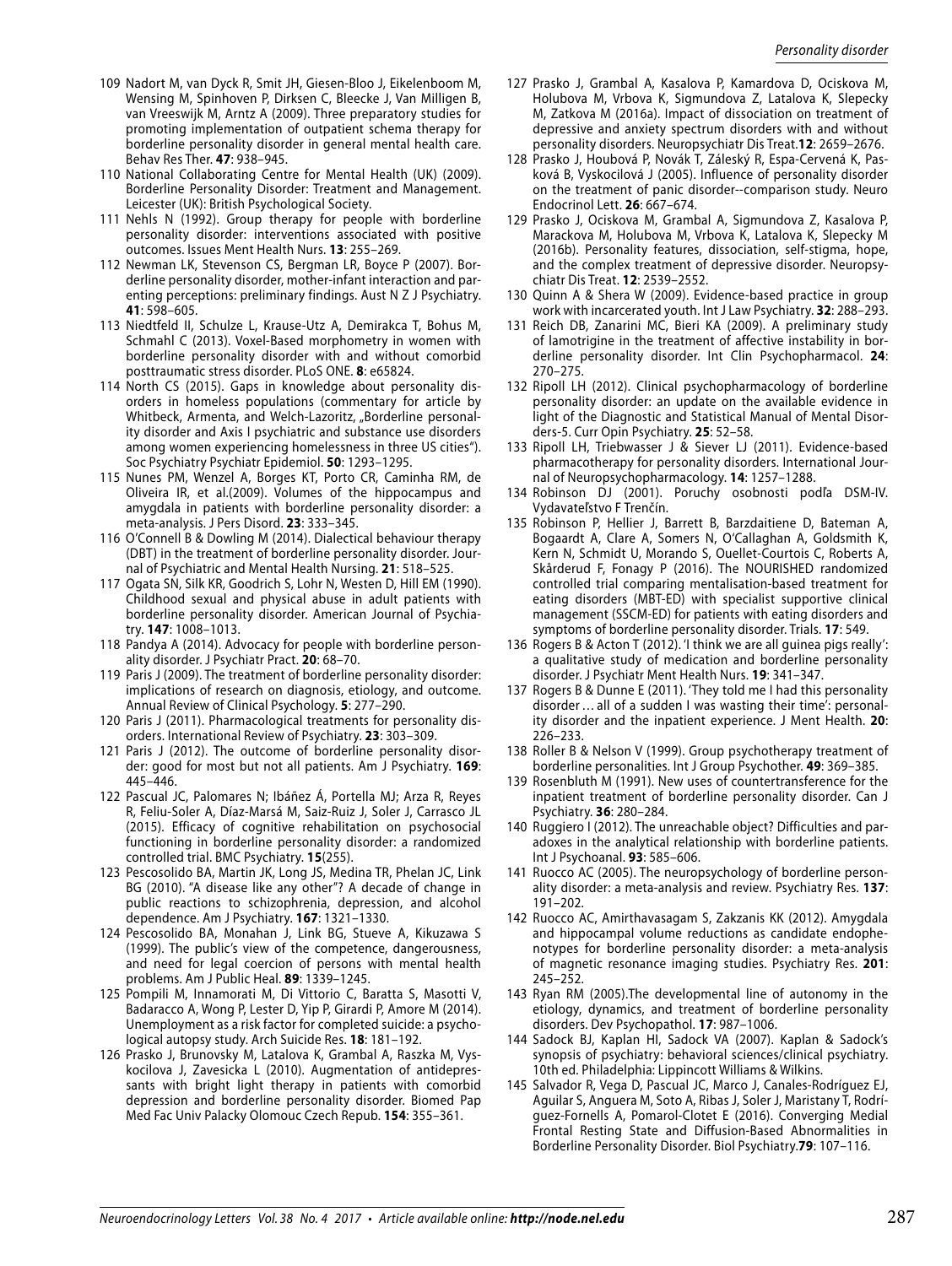109 Nadort M, van Dyck R, Smit JH, Giesen-Bloo J, Eikelenboom M, Wensing M, Spinhoven P, Dirksen C, Bleecke J, Van Milligen B, van Vreeswijk M, Arntz A (2009). Three preparatory studies for promoting implementation of outpatient schema therapy for borderline personality disorder in general mental health care. Behav Res Ther. **47**: 938–945.

110 National Collaborating Centre for Mental Health (UK) (2009). Borderline Personality Disorder: Treatment and Management. Leicester (UK): British Psychological Society.

111 Nehls N (1992). Group therapy for people with borderline personality disorder: interventions associated with positive outcomes. Issues Ment Health Nurs. **13**: 255–269.

112 Newman LK, Stevenson CS, Bergman LR, Boyce P (2007). Borderline personality disorder, mother-infant interaction and parenting perceptions: preliminary findings. Aust N Z J Psychiatry. **41**: 598–605.

113 Niedtfeld II, Schulze L, Krause-Utz A, Demirakca T, Bohus M, Schmahl C (2013). Voxel-Based morphometry in women with borderline personality disorder with and without comorbid posttraumatic stress disorder. PLoS ONE. **8**: e65824.

114 North CS (2015). Gaps in knowledge about personality disorders in homeless populations (commentary for article by Whitbeck, Armenta, and Welch-Lazoritz, „Borderline personality disorder and Axis I psychiatric and substance use disorders among women experiencing homelessness in three US cities"). Soc Psychiatry Psychiatr Epidemiol. **50**: 1293–1295.

115 Nunes PM, Wenzel A, Borges KT, Porto CR, Caminha RM, de Oliveira IR, et al.(2009). Volumes of the hippocampus and amygdala in patients with borderline personality disorder: a meta-analysis. J Pers Disord. **23**: 333–345.

116 O'Connell B & Dowling M (2014). Dialectical behaviour therapy (DBT) in the treatment of borderline personality disorder. Journal of Psychiatric and Mental Health Nursing. **21**: 518–525.

117 Ogata SN, Silk KR, Goodrich S, Lohr N, Westen D, Hill EM (1990). Childhood sexual and physical abuse in adult patients with borderline personality disorder. American Journal of Psychiatry. **147**: 1008–1013.

118 Pandya A (2014). Advocacy for people with borderline personality disorder. J Psychiatr Pract. **20**: 68–70.

119 Paris J (2009). The treatment of borderline personality disorder: implications of research on diagnosis, etiology, and outcome. Annual Review of Clinical Psychology. **5**: 277–290.

120 Paris J (2011). Pharmacological treatments for personality disorders. International Review of Psychiatry. **23**: 303–309.

121 Paris J (2012). The outcome of borderline personality disorder: good for most but not all patients. Am J Psychiatry. **169**: 445–446.

122 Pascual JC, Palomares N; Ibáñez Á, Portella MJ; Arza R, Reyes R, Feliu-Soler A, Díaz-Marsá M, Saiz-Ruiz J, Soler J, Carrasco JL (2015). Efficacy of cognitive rehabilitation on psychosocial functioning in borderline personality disorder: a randomized controlled trial. BMC Psychiatry. **15**(255).

123 Pescosolido BA, Martin JK, Long JS, Medina TR, Phelan JC, Link BG (2010). "A disease like any other"? A decade of change in public reactions to schizophrenia, depression, and alcohol dependence. Am J Psychiatry. **167**: 1321–1330.

124 Pescosolido BA, Monahan J, Link BG, Stueve A, Kikuzawa S (1999). The public's view of the competence, dangerousness, and need for legal coercion of persons with mental health problems. Am J Public Heal. **89**: 1339–1245.

125 Pompili M, Innamorati M, Di Vittorio C, Baratta S, Masotti V, Badaracco A, Wong P, Lester D, Yip P, Girardi P, Amore M (2014). Unemployment as a risk factor for completed suicide: a psychological autopsy study. Arch Suicide Res. **18**: 181–192.

126 Prasko J, Brunovsky M, Latalova K, Grambal A, Raszka M, Vyskocilova J, Zavesicka L (2010). Augmentation of antidepressants with bright light therapy in patients with comorbid depression and borderline personality disorder. Biomed Pap Med Fac Univ Palacky Olomouc Czech Repub. **154**: 355–361.

127 Prasko J, Grambal A, Kasalova P, Kamardova D, Ociskova M, Holubova M, Vrbova K, Sigmundova Z, Latalova K, Slepecky M, Zatkova M (2016a). Impact of dissociation on treatment of depressive and anxiety spectrum disorders with and without personality disorders. Neuropsychiatr Dis Treat.**12**: 2659–2676.

128 Prasko J, Houbová P, Novák T, Záleský R, Espa-Cervená K, Pasková B, Vyskocilová J (2005). Influence of personality disorder on the treatment of panic disorder--comparison study. Neuro Endocrinol Lett. **26**: 667–674.

129 Prasko J, Ociskova M, Grambal A, Sigmundova Z, Kasalova P, Marackova M, Holubova M, Vrbova K, Latalova K, Slepecky M (2016b). Personality features, dissociation, self-stigma, hope, and the complex treatment of depressive disorder. Neuropsychiatr Dis Treat. **12**: 2539–2552.

130 Quinn A & Shera W (2009). Evidence-based practice in group work with incarcerated youth. Int J Law Psychiatry. **32**: 288–293.

131 Reich DB, Zanarini MC, Bieri KA (2009). A preliminary study of lamotrigine in the treatment of affective instability in borderline personality disorder. Int Clin Psychopharmacol. **24**: 270–275.

132 Ripoll LH (2012). Clinical psychopharmacology of borderline personality disorder: an update on the available evidence in light of the Diagnostic and Statistical Manual of Mental Disorders-5. Curr Opin Psychiatry. **25**: 52–58.

133 Ripoll LH, Triebwasser J & Siever LJ (2011). Evidence-based pharmacotherapy for personality disorders. International Journal of Neuropsychopharmacology. **14**: 1257–1288.

134 Robinson DJ (2001). Poruchy osobnosti podľa DSM-IV. Vydavateľstvo F Trenčín.

135 Robinson P, Hellier J, Barrett B, Barzdaitiene D, Bateman A, Bogaardt A, Clare A, Somers N, O'Callaghan A, Goldsmith K, Kern N, Schmidt U, Morando S, Ouellet-Courtois C, Roberts A, Skårderud F, Fonagy P (2016). The NOURISHED randomized controlled trial comparing mentalisation-based treatment for eating disorders (MBT-ED) with specialist supportive clinical management (SSCM-ED) for patients with eating disorders and symptoms of borderline personality disorder. Trials. **17**: 549.

136 Rogers B & Acton T (2012). 'I think we are all guinea pigs really': a qualitative study of medication and borderline personality disorder. J Psychiatr Ment Health Nurs. **19**: 341–347.

137 Rogers B & Dunne E (2011). 'They told me I had this personality disorder … all of a sudden I was wasting their time': personality disorder and the inpatient experience. J Ment Health. **20**: 226–233.

138 Roller B & Nelson V (1999). Group psychotherapy treatment of borderline personalities. Int J Group Psychother. **49**: 369–385.

139 Rosenbluth M (1991). New uses of countertransference for the inpatient treatment of borderline personality disorder. Can J Psychiatry. **36**: 280–284.

140 Ruggiero I (2012). The unreachable object? Difficulties and paradoxes in the analytical relationship with borderline patients. Int J Psychoanal. **93**: 585–606.

141 Ruocco AC (2005). The neuropsychology of borderline personality disorder: a meta-analysis and review. Psychiatry Res. **137**: 191–202.

142 Ruocco AC, Amirthavasagam S, Zakzanis KK (2012). Amygdala and hippocampal volume reductions as candidate endophenotypes for borderline personality disorder: a meta-analysis of magnetic resonance imaging studies. Psychiatry Res. **201**: 245–252.

143 Ryan RM (2005).The developmental line of autonomy in the etiology, dynamics, and treatment of borderline personality disorders. Dev Psychopathol. **17**: 987–1006.

144 Sadock BJ, Kaplan HI, Sadock VA (2007). Kaplan & Sadock's synopsis of psychiatry: behavioral sciences/clinical psychiatry. 10th ed. Philadelphia: Lippincott Williams & Wilkins.

145 Salvador R, Vega D, Pascual JC, Marco J, Canales-Rodríguez EJ, Aguilar S, Anguera M, Soto A, Ribas J, Soler J, Maristany T, Rodríguez-Fornells A, Pomarol-Clotet E (2016). Converging Medial Frontal Resting State and Diffusion-Based Abnormalities in Borderline Personality Disorder. Biol Psychiatry.**79**: 107–116.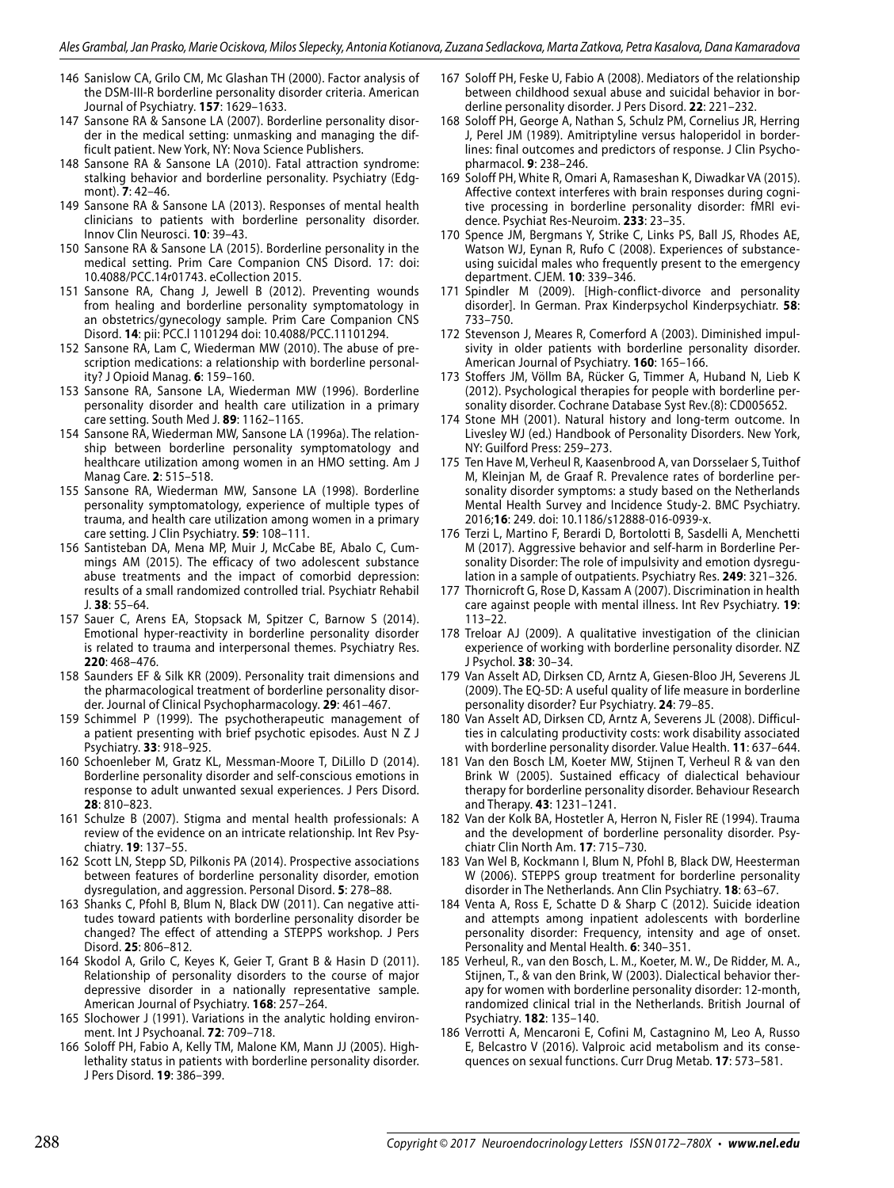146 Sanislow CA, Grilo CM, Mc Glashan TH (2000). Factor analysis of the DSM-III-R borderline personality disorder criteria. American Journal of Psychiatry. **157**: 1629–1633.

147 Sansone RA & Sansone LA (2007). Borderline personality disorder in the medical setting: unmasking and managing the difficult patient. New York, NY: Nova Science Publishers.

148 Sansone RA & Sansone LA (2010). Fatal attraction syndrome: stalking behavior and borderline personality. Psychiatry (Edgmont). **7**: 42–46.

149 Sansone RA & Sansone LA (2013). Responses of mental health clinicians to patients with borderline personality disorder. Innov Clin Neurosci. **10**: 39–43.

150 Sansone RA & Sansone LA (2015). Borderline personality in the medical setting. Prim Care Companion CNS Disord. 17: doi: 10.4088/PCC.14r01743. eCollection 2015.

151 Sansone RA, Chang J, Jewell B (2012). Preventing wounds from healing and borderline personality symptomatology in an obstetrics/gynecology sample. Prim Care Companion CNS Disord. **14**: pii: PCC.l 1101294 doi: 10.4088/PCC.11101294.

152 Sansone RA, Lam C, Wiederman MW (2010). The abuse of prescription medications: a relationship with borderline personality? J Opioid Manag. **6**: 159–160.

153 Sansone RA, Sansone LA, Wiederman MW (1996). Borderline personality disorder and health care utilization in a primary care setting. South Med J. **89**: 1162–1165.

154 Sansone RA, Wiederman MW, Sansone LA (1996a). The relationship between borderline personality symptomatology and healthcare utilization among women in an HMO setting. Am J Manag Care. **2**: 515–518.

155 Sansone RA, Wiederman MW, Sansone LA (1998). Borderline personality symptomatology, experience of multiple types of trauma, and health care utilization among women in a primary care setting. J Clin Psychiatry. **59**: 108–111.

156 Santisteban DA, Mena MP, Muir J, McCabe BE, Abalo C, Cummings AM (2015). The efficacy of two adolescent substance abuse treatments and the impact of comorbid depression: results of a small randomized controlled trial. Psychiatr Rehabil J. **38**: 55–64.

157 Sauer C, Arens EA, Stopsack M, Spitzer C, Barnow S (2014). Emotional hyper-reactivity in borderline personality disorder is related to trauma and interpersonal themes. Psychiatry Res. **220**: 468–476.

158 Saunders EF & Silk KR (2009). Personality trait dimensions and the pharmacological treatment of borderline personality disorder. Journal of Clinical Psychopharmacology. **29**: 461–467.

159 Schimmel P (1999). The psychotherapeutic management of a patient presenting with brief psychotic episodes. Aust N Z J Psychiatry. **33**: 918–925.

160 Schoenleber M, Gratz KL, Messman-Moore T, DiLillo D (2014). Borderline personality disorder and self-conscious emotions in response to adult unwanted sexual experiences. J Pers Disord. **28**: 810–823.

161 Schulze B (2007). Stigma and mental health professionals: A review of the evidence on an intricate relationship. Int Rev Psychiatry. **19**: 137–55.

162 Scott LN, Stepp SD, Pilkonis PA (2014). Prospective associations between features of borderline personality disorder, emotion dysregulation, and aggression. Personal Disord. **5**: 278–88.

163 Shanks C, Pfohl B, Blum N, Black DW (2011). Can negative attitudes toward patients with borderline personality disorder be changed? The effect of attending a STEPPS workshop. J Pers Disord. **25**: 806–812.

164 Skodol A, Grilo C, Keyes K, Geier T, Grant B & Hasin D (2011). Relationship of personality disorders to the course of major depressive disorder in a nationally representative sample. American Journal of Psychiatry. **168**: 257–264.

165 Slochower J (1991). Variations in the analytic holding environment. Int J Psychoanal. **72**: 709–718.

166 Soloff PH, Fabio A, Kelly TM, Malone KM, Mann JJ (2005). High-lethality status in patients with borderline personality disorder. J Pers Disord. **19**: 386–399.

167 Soloff PH, Feske U, Fabio A (2008). Mediators of the relationship between childhood sexual abuse and suicidal behavior in borderline personality disorder. J Pers Disord. **22**: 221–232.

168 Soloff PH, George A, Nathan S, Schulz PM, Cornelius JR, Herring J, Perel JM (1989). Amitriptyline versus haloperidol in borderlines: final outcomes and predictors of response. J Clin Psychopharmacol. **9**: 238–246.

169 Soloff PH, White R, Omari A, Ramaseshan K, Diwadkar VA (2015). Affective context interferes with brain responses during cognitive processing in borderline personality disorder: fMRI evidence. Psychiat Res-Neuroim. **233**: 23–35.

170 Spence JM, Bergmans Y, Strike C, Links PS, Ball JS, Rhodes AE, Watson WJ, Eynan R, Rufo C (2008). Experiences of substance-using suicidal males who frequently present to the emergency department. CJEM. **10**: 339–346.

171 Spindler M (2009). [High-conflict-divorce and personality disorder]. In German. Prax Kinderpsychol Kinderpsychiatr. **58**: 733–750.

172 Stevenson J, Meares R, Comerford A (2003). Diminished impulsivity in older patients with borderline personality disorder. American Journal of Psychiatry. **160**: 165–166.

173 Stoffers JM, Völlm BA, Rücker G, Timmer A, Huband N, Lieb K (2012). Psychological therapies for people with borderline personality disorder. Cochrane Database Syst Rev.(8): CD005652.

174 Stone MH (2001). Natural history and long-term outcome. In Livesley WJ (ed.) Handbook of Personality Disorders. New York, NY: Guilford Press: 259–273.

175 Ten Have M, Verheul R, Kaasenbrood A, van Dorsselaer S, Tuithof M, Kleinjan M, de Graaf R. Prevalence rates of borderline personality disorder symptoms: a study based on the Netherlands Mental Health Survey and Incidence Study-2. BMC Psychiatry. 2016;**16**: 249. doi: 10.1186/s12888-016-0939-x.

176 Terzi L, Martino F, Berardi D, Bortolotti B, Sasdelli A, Menchetti M (2017). Aggressive behavior and self-harm in Borderline Personality Disorder: The role of impulsivity and emotion dysregulation in a sample of outpatients. Psychiatry Res. **249**: 321–326.

177 Thornicroft G, Rose D, Kassam A (2007). Discrimination in health care against people with mental illness. Int Rev Psychiatry. **19**: 113–22.

178 Treloar AJ (2009). A qualitative investigation of the clinician experience of working with borderline personality disorder. NZ J Psychol. **38**: 30–34.

179 Van Asselt AD, Dirksen CD, Arntz A, Giesen-Bloo JH, Severens JL (2009). The EQ-5D: A useful quality of life measure in borderline personality disorder? Eur Psychiatry. **24**: 79–85.

180 Van Asselt AD, Dirksen CD, Arntz A, Severens JL (2008). Difficulties in calculating productivity costs: work disability associated with borderline personality disorder. Value Health. **11**: 637–644.

181 Van den Bosch LM, Koeter MW, Stijnen T, Verheul R & van den Brink W (2005). Sustained efficacy of dialectical behaviour therapy for borderline personality disorder. Behaviour Research and Therapy. **43**: 1231–1241.

182 Van der Kolk BA, Hostetler A, Herron N, Fisler RE (1994). Trauma and the development of borderline personality disorder. Psychiatr Clin North Am. **17**: 715–730.

183 Van Wel B, Kockmann I, Blum N, Pfohl B, Black DW, Heesterman W (2006). STEPPS group treatment for borderline personality disorder in The Netherlands. Ann Clin Psychiatry. **18**: 63–67.

184 Venta A, Ross E, Schatte D & Sharp C (2012). Suicide ideation and attempts among inpatient adolescents with borderline personality disorder: Frequency, intensity and age of onset. Personality and Mental Health. **6**: 340–351.

185 Verheul, R., van den Bosch, L. M., Koeter, M. W., De Ridder, M. A., Stijnen, T., & van den Brink, W (2003). Dialectical behavior therapy for women with borderline personality disorder: 12-month, randomized clinical trial in the Netherlands. British Journal of Psychiatry. **182**: 135–140.

186 Verrotti A, Mencaroni E, Cofini M, Castagnino M, Leo A, Russo E, Belcastro V (2016). Valproic acid metabolism and its consequences on sexual functions. Curr Drug Metab. **17**: 573–581.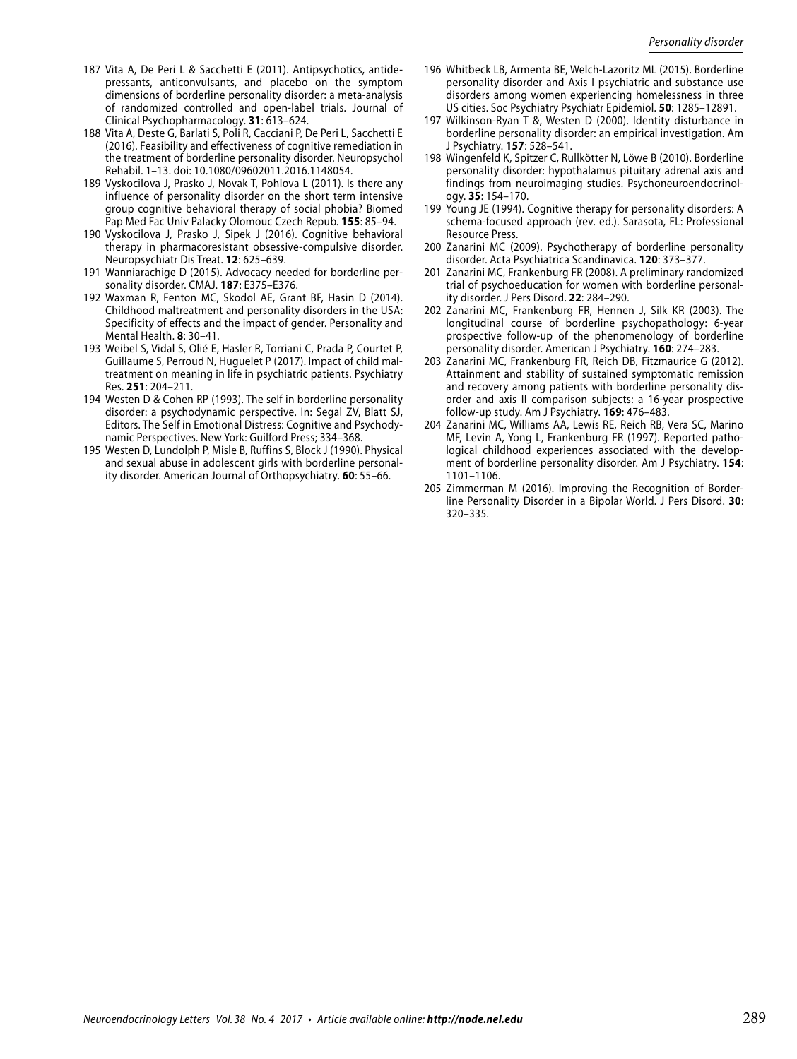187 Vita A, De Peri L & Sacchetti E (2011). Antipsychotics, antidepressants, anticonvulsants, and placebo on the symptom dimensions of borderline personality disorder: a meta-analysis of randomized controlled and open-label trials. Journal of Clinical Psychopharmacology. **31**: 613–624.

188 Vita A, Deste G, Barlati S, Poli R, Cacciani P, De Peri L, Sacchetti E (2016). Feasibility and effectiveness of cognitive remediation in the treatment of borderline personality disorder. Neuropsychol Rehabil. 1–13. doi: 10.1080/09602011.2016.1148054.

189 Vyskocilova J, Prasko J, Novak T, Pohlova L (2011). Is there any influence of personality disorder on the short term intensive group cognitive behavioral therapy of social phobia? Biomed Pap Med Fac Univ Palacky Olomouc Czech Repub. **155**: 85–94.

190 Vyskocilova J, Prasko J, Sipek J (2016). Cognitive behavioral therapy in pharmacoresistant obsessive-compulsive disorder. Neuropsychiatr Dis Treat. **12**: 625–639.

191 Wanniarachige D (2015). Advocacy needed for borderline personality disorder. CMAJ. **187**: E375–E376.

192 Waxman R, Fenton MC, Skodol AE, Grant BF, Hasin D (2014). Childhood maltreatment and personality disorders in the USA: Specificity of effects and the impact of gender. Personality and Mental Health. **8**: 30–41.

193 Weibel S, Vidal S, Olié E, Hasler R, Torriani C, Prada P, Courtet P, Guillaume S, Perroud N, Huguelet P (2017). Impact of child maltreatment on meaning in life in psychiatric patients. Psychiatry Res. **251**: 204–211.

194 Westen D & Cohen RP (1993). The self in borderline personality disorder: a psychodynamic perspective. In: Segal ZV, Blatt SJ, Editors. The Self in Emotional Distress: Cognitive and Psychodynamic Perspectives. New York: Guilford Press; 334–368.

195 Westen D, Lundolph P, Misle B, Ruffins S, Block J (1990). Physical and sexual abuse in adolescent girls with borderline personality disorder. American Journal of Orthopsychiatry. **60**: 55–66.

196 Whitbeck LB, Armenta BE, Welch-Lazoritz ML (2015). Borderline personality disorder and Axis I psychiatric and substance use disorders among women experiencing homelessness in three US cities. Soc Psychiatry Psychiatr Epidemiol. **50**: 1285–12891.

197 Wilkinson-Ryan T &, Westen D (2000). Identity disturbance in borderline personality disorder: an empirical investigation. Am J Psychiatry. **157**: 528–541.

198 Wingenfeld K, Spitzer C, Rullkötter N, Löwe B (2010). Borderline personality disorder: hypothalamus pituitary adrenal axis and findings from neuroimaging studies. Psychoneuroendocrinology. **35**: 154–170.

199 Young JE (1994). Cognitive therapy for personality disorders: A schema-focused approach (rev. ed.). Sarasota, FL: Professional Resource Press.

200 Zanarini MC (2009). Psychotherapy of borderline personality disorder. Acta Psychiatrica Scandinavica. **120**: 373–377.

201 Zanarini MC, Frankenburg FR (2008). A preliminary randomized trial of psychoeducation for women with borderline personality disorder. J Pers Disord. **22**: 284–290.

202 Zanarini MC, Frankenburg FR, Hennen J, Silk KR (2003). The longitudinal course of borderline psychopathology: 6-year prospective follow-up of the phenomenology of borderline personality disorder. American J Psychiatry. **160**: 274–283.

203 Zanarini MC, Frankenburg FR, Reich DB, Fitzmaurice G (2012). Attainment and stability of sustained symptomatic remission and recovery among patients with borderline personality disorder and axis II comparison subjects: a 16-year prospective follow-up study. Am J Psychiatry. **169**: 476–483.

204 Zanarini MC, Williams AA, Lewis RE, Reich RB, Vera SC, Marino MF, Levin A, Yong L, Frankenburg FR (1997). Reported pathological childhood experiences associated with the development of borderline personality disorder. Am J Psychiatry. **154**: 1101–1106.

205 Zimmerman M (2016). Improving the Recognition of Borderline Personality Disorder in a Bipolar World. J Pers Disord. **30**: 320–335.